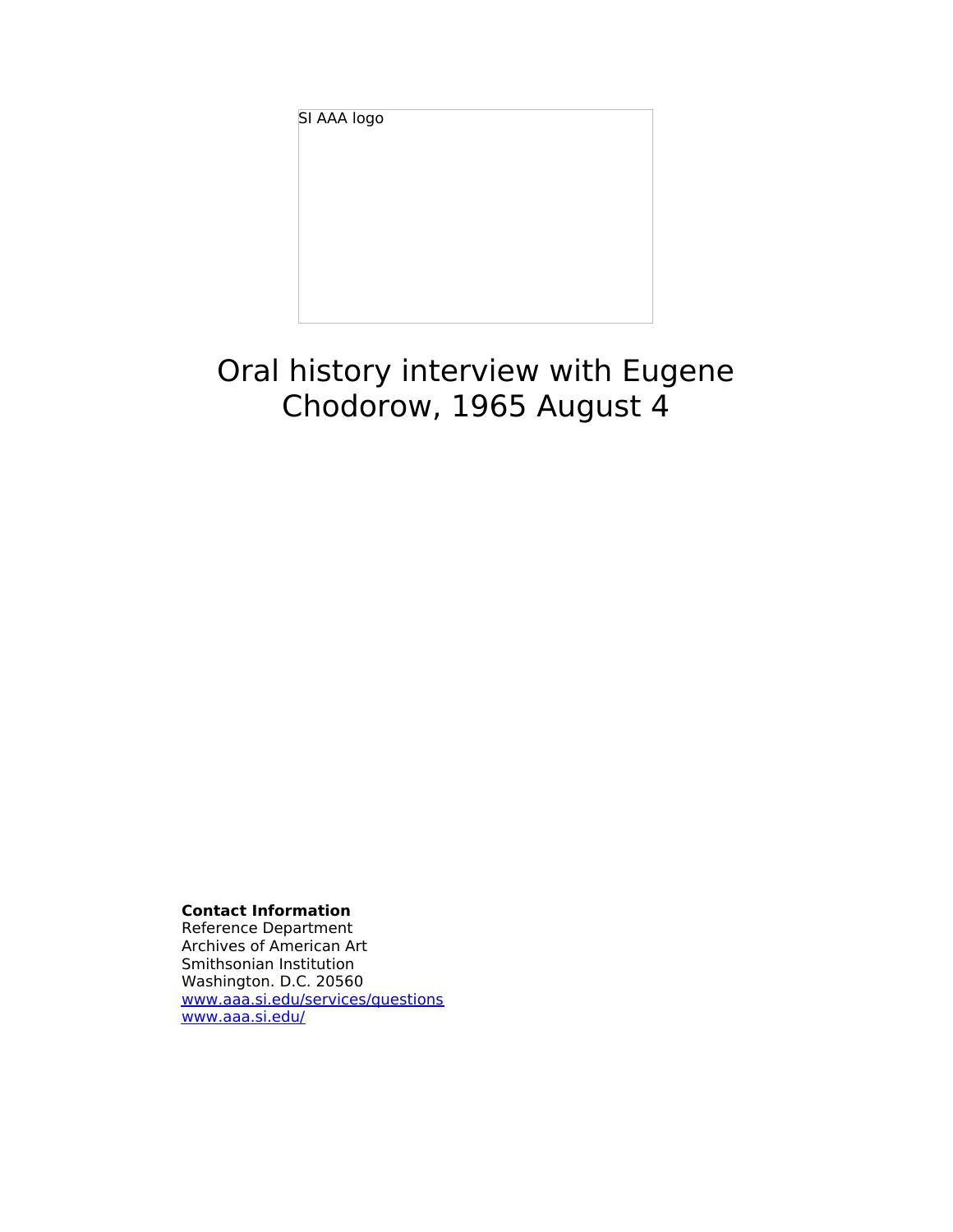SI AAA logo

# Oral history interview with Eugene Chodorow, 1965 August 4

**Contact Information**
Reference Department
Archives of American Art
Smithsonian Institution
Washington. D.C. 20560
[www.aaa.si.edu/services/questions](http://www.aaa.si.edu/services/questions)
[www.aaa.si.edu/](http://www.aaa.si.edu/)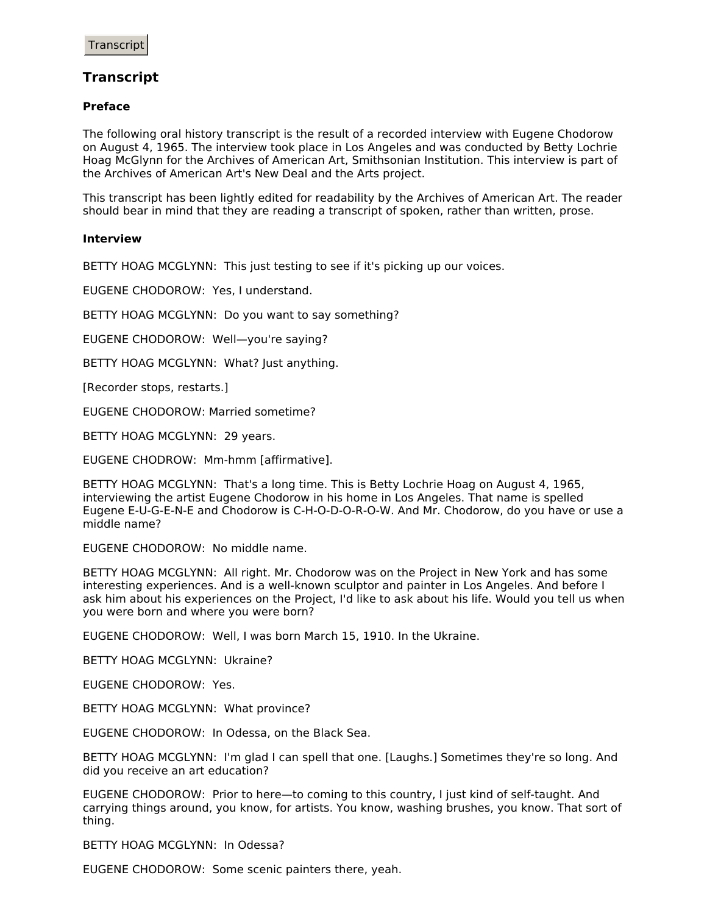Transcript

## Transcript

### Preface

The following oral history transcript is the result of a recorded interview with Eugene Chodorow on August 4, 1965. The interview took place in Los Angeles and was conducted by Betty Lochrie Hoag McGlynn for the Archives of American Art, Smithsonian Institution. This interview is part of the Archives of American Art's New Deal and the Arts project.

This transcript has been lightly edited for readability by the Archives of American Art. The reader should bear in mind that they are reading a transcript of spoken, rather than written, prose.

### Interview

BETTY HOAG MCGLYNN:  This just testing to see if it's picking up our voices.

EUGENE CHODOROW:  Yes, I understand.

BETTY HOAG MCGLYNN:  Do you want to say something?

EUGENE CHODOROW:  Well—you're saying?

BETTY HOAG MCGLYNN:  What? Just anything.

[Recorder stops, restarts.]

EUGENE CHODOROW: Married sometime?

BETTY HOAG MCGLYNN:  29 years.

EUGENE CHODROW:  Mm-hmm [affirmative].

BETTY HOAG MCGLYNN:  That's a long time. This is Betty Lochrie Hoag on August 4, 1965, interviewing the artist Eugene Chodorow in his home in Los Angeles. That name is spelled Eugene E-U-G-E-N-E and Chodorow is C-H-O-D-O-R-O-W. And Mr. Chodorow, do you have or use a middle name?

EUGENE CHODOROW:  No middle name.

BETTY HOAG MCGLYNN:  All right. Mr. Chodorow was on the Project in New York and has some interesting experiences. And is a well-known sculptor and painter in Los Angeles. And before I ask him about his experiences on the Project, I'd like to ask about his life. Would you tell us when you were born and where you were born?

EUGENE CHODOROW:  Well, I was born March 15, 1910. In the Ukraine.

BETTY HOAG MCGLYNN:  Ukraine?

EUGENE CHODOROW:  Yes.

BETTY HOAG MCGLYNN:  What province?

EUGENE CHODOROW:  In Odessa, on the Black Sea.

BETTY HOAG MCGLYNN:  I'm glad I can spell that one. [Laughs.] Sometimes they're so long. And did you receive an art education?

EUGENE CHODOROW:  Prior to here—to coming to this country, I just kind of self-taught. And carrying things around, you know, for artists. You know, washing brushes, you know. That sort of thing.

BETTY HOAG MCGLYNN:  In Odessa?

EUGENE CHODOROW:  Some scenic painters there, yeah.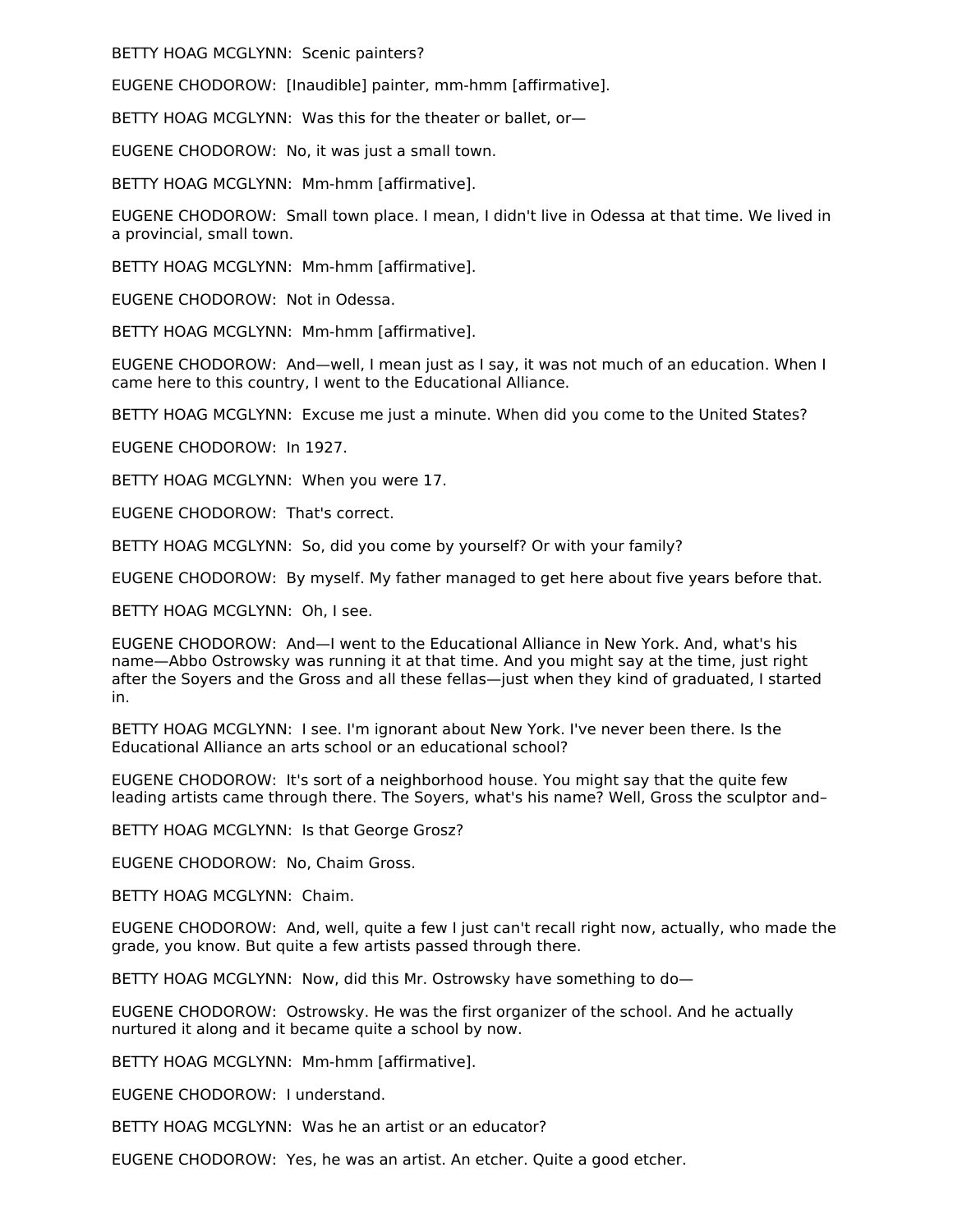BETTY HOAG MCGLYNN:  Scenic painters?

EUGENE CHODOROW:  [Inaudible] painter, mm-hmm [affirmative].

BETTY HOAG MCGLYNN:  Was this for the theater or ballet, or—

EUGENE CHODOROW:  No, it was just a small town.

BETTY HOAG MCGLYNN:  Mm-hmm [affirmative].

EUGENE CHODOROW:  Small town place. I mean, I didn't live in Odessa at that time. We lived in a provincial, small town.

BETTY HOAG MCGLYNN:  Mm-hmm [affirmative].

EUGENE CHODOROW:  Not in Odessa.

BETTY HOAG MCGLYNN:  Mm-hmm [affirmative].

EUGENE CHODOROW:  And—well, I mean just as I say, it was not much of an education. When I came here to this country, I went to the Educational Alliance.

BETTY HOAG MCGLYNN:  Excuse me just a minute. When did you come to the United States?

EUGENE CHODOROW:  In 1927.

BETTY HOAG MCGLYNN:  When you were 17.

EUGENE CHODOROW:  That's correct.

BETTY HOAG MCGLYNN:  So, did you come by yourself? Or with your family?

EUGENE CHODOROW:  By myself. My father managed to get here about five years before that.

BETTY HOAG MCGLYNN:  Oh, I see.

EUGENE CHODOROW:  And—I went to the Educational Alliance in New York. And, what's his name—Abbo Ostrowsky was running it at that time. And you might say at the time, just right after the Soyers and the Gross and all these fellas—just when they kind of graduated, I started in.

BETTY HOAG MCGLYNN:  I see. I'm ignorant about New York. I've never been there. Is the Educational Alliance an arts school or an educational school?

EUGENE CHODOROW:  It's sort of a neighborhood house. You might say that the quite few leading artists came through there. The Soyers, what's his name? Well, Gross the sculptor and–

BETTY HOAG MCGLYNN:  Is that George Grosz?

EUGENE CHODOROW:  No, Chaim Gross.

BETTY HOAG MCGLYNN:  Chaim.

EUGENE CHODOROW:  And, well, quite a few I just can't recall right now, actually, who made the grade, you know. But quite a few artists passed through there.

BETTY HOAG MCGLYNN:  Now, did this Mr. Ostrowsky have something to do—

EUGENE CHODOROW:  Ostrowsky. He was the first organizer of the school. And he actually nurtured it along and it became quite a school by now.

BETTY HOAG MCGLYNN:  Mm-hmm [affirmative].

EUGENE CHODOROW:  I understand.

BETTY HOAG MCGLYNN:  Was he an artist or an educator?

EUGENE CHODOROW:  Yes, he was an artist. An etcher. Quite a good etcher.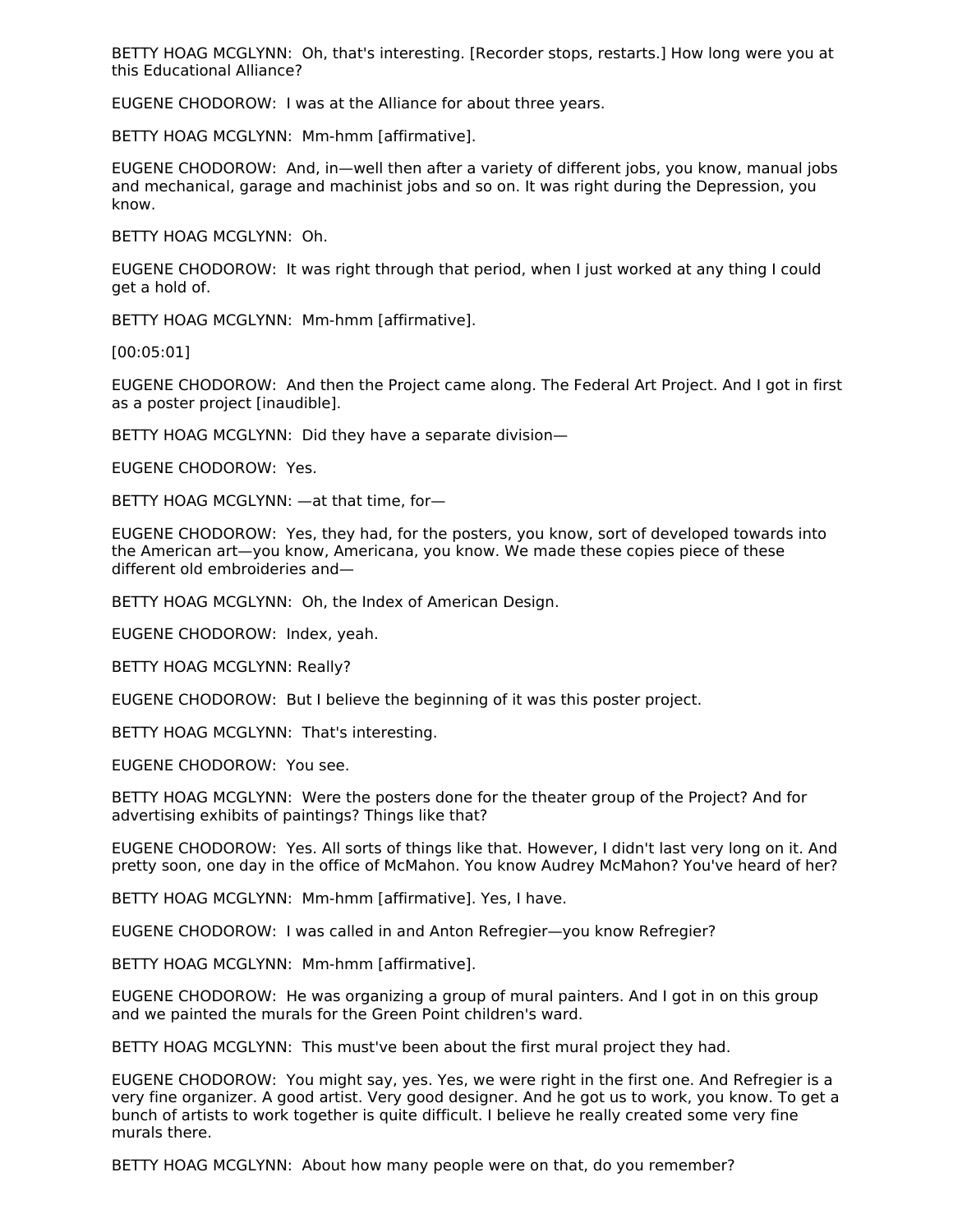BETTY HOAG MCGLYNN: Oh, that's interesting. [Recorder stops, restarts.] How long were you at this Educational Alliance?

EUGENE CHODOROW: I was at the Alliance for about three years.

BETTY HOAG MCGLYNN: Mm-hmm [affirmative].

EUGENE CHODOROW: And, in—well then after a variety of different jobs, you know, manual jobs and mechanical, garage and machinist jobs and so on. It was right during the Depression, you know.

BETTY HOAG MCGLYNN: Oh.

EUGENE CHODOROW: It was right through that period, when I just worked at any thing I could get a hold of.

BETTY HOAG MCGLYNN: Mm-hmm [affirmative].

[00:05:01]

EUGENE CHODOROW: And then the Project came along. The Federal Art Project. And I got in first as a poster project [inaudible].

BETTY HOAG MCGLYNN: Did they have a separate division—

EUGENE CHODOROW: Yes.

BETTY HOAG MCGLYNN: —at that time, for—

EUGENE CHODOROW: Yes, they had, for the posters, you know, sort of developed towards into the American art—you know, Americana, you know. We made these copies piece of these different old embroideries and—

BETTY HOAG MCGLYNN: Oh, the Index of American Design.

EUGENE CHODOROW: Index, yeah.

BETTY HOAG MCGLYNN: Really?

EUGENE CHODOROW: But I believe the beginning of it was this poster project.

BETTY HOAG MCGLYNN: That's interesting.

EUGENE CHODOROW: You see.

BETTY HOAG MCGLYNN: Were the posters done for the theater group of the Project? And for advertising exhibits of paintings? Things like that?

EUGENE CHODOROW: Yes. All sorts of things like that. However, I didn't last very long on it. And pretty soon, one day in the office of McMahon. You know Audrey McMahon? You've heard of her?

BETTY HOAG MCGLYNN: Mm-hmm [affirmative]. Yes, I have.

EUGENE CHODOROW: I was called in and Anton Refregier—you know Refregier?

BETTY HOAG MCGLYNN: Mm-hmm [affirmative].

EUGENE CHODOROW: He was organizing a group of mural painters. And I got in on this group and we painted the murals for the Green Point children's ward.

BETTY HOAG MCGLYNN: This must've been about the first mural project they had.

EUGENE CHODOROW: You might say, yes. Yes, we were right in the first one. And Refregier is a very fine organizer. A good artist. Very good designer. And he got us to work, you know. To get a bunch of artists to work together is quite difficult. I believe he really created some very fine murals there.

BETTY HOAG MCGLYNN: About how many people were on that, do you remember?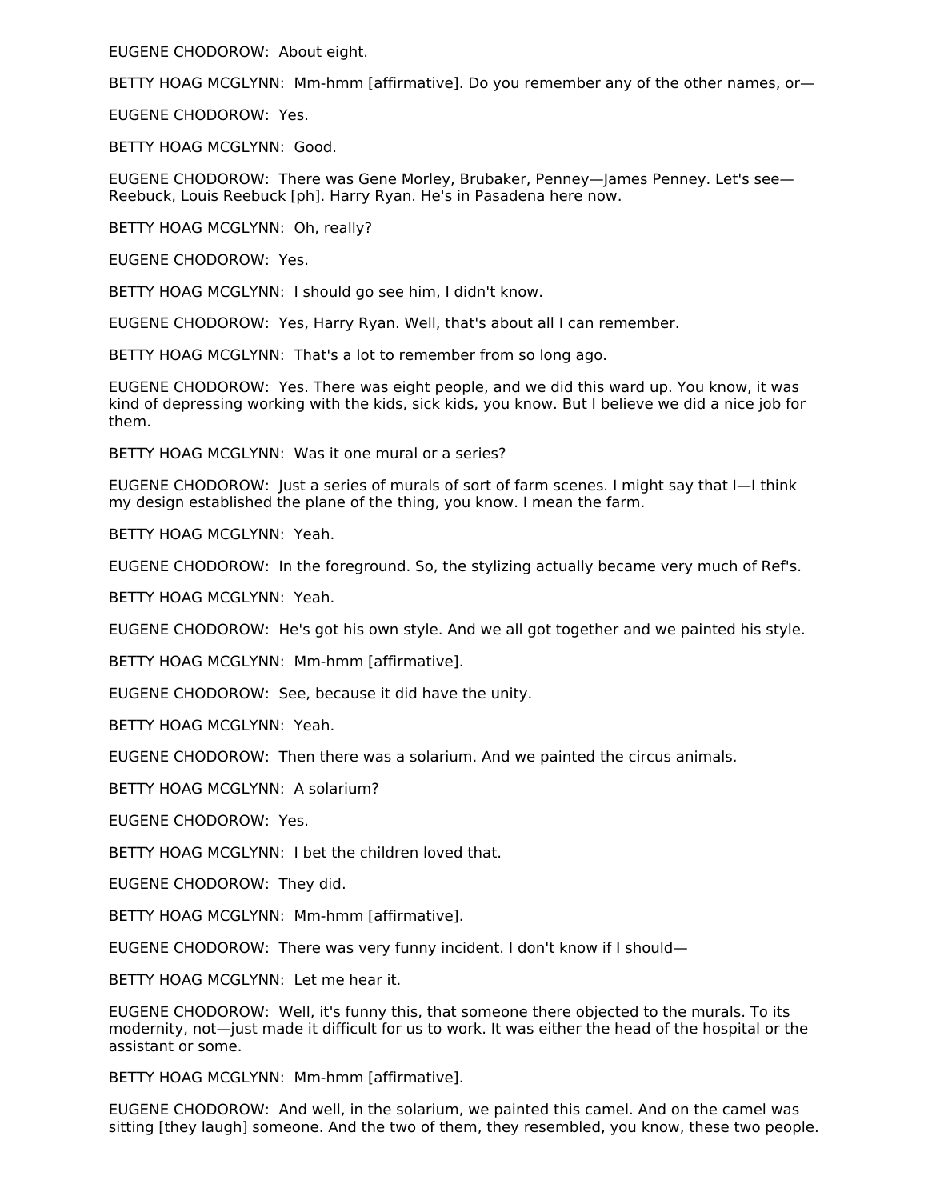EUGENE CHODOROW: About eight.

BETTY HOAG MCGLYNN: Mm-hmm [affirmative]. Do you remember any of the other names, or—

EUGENE CHODOROW: Yes.

BETTY HOAG MCGLYNN: Good.

EUGENE CHODOROW: There was Gene Morley, Brubaker, Penney—James Penney. Let's see—Reebuck, Louis Reebuck [ph]. Harry Ryan. He's in Pasadena here now.

BETTY HOAG MCGLYNN: Oh, really?

EUGENE CHODOROW: Yes.

BETTY HOAG MCGLYNN: I should go see him, I didn't know.

EUGENE CHODOROW: Yes, Harry Ryan. Well, that's about all I can remember.

BETTY HOAG MCGLYNN: That's a lot to remember from so long ago.

EUGENE CHODOROW: Yes. There was eight people, and we did this ward up. You know, it was kind of depressing working with the kids, sick kids, you know. But I believe we did a nice job for them.

BETTY HOAG MCGLYNN: Was it one mural or a series?

EUGENE CHODOROW: Just a series of murals of sort of farm scenes. I might say that I—I think my design established the plane of the thing, you know. I mean the farm.

BETTY HOAG MCGLYNN: Yeah.

EUGENE CHODOROW: In the foreground. So, the stylizing actually became very much of Ref's.

BETTY HOAG MCGLYNN: Yeah.

EUGENE CHODOROW: He's got his own style. And we all got together and we painted his style.

BETTY HOAG MCGLYNN: Mm-hmm [affirmative].

EUGENE CHODOROW: See, because it did have the unity.

BETTY HOAG MCGLYNN: Yeah.

EUGENE CHODOROW: Then there was a solarium. And we painted the circus animals.

BETTY HOAG MCGLYNN: A solarium?

EUGENE CHODOROW: Yes.

BETTY HOAG MCGLYNN: I bet the children loved that.

EUGENE CHODOROW: They did.

BETTY HOAG MCGLYNN: Mm-hmm [affirmative].

EUGENE CHODOROW: There was very funny incident. I don't know if I should—

BETTY HOAG MCGLYNN: Let me hear it.

EUGENE CHODOROW: Well, it's funny this, that someone there objected to the murals. To its modernity, not—just made it difficult for us to work. It was either the head of the hospital or the assistant or some.

BETTY HOAG MCGLYNN: Mm-hmm [affirmative].

EUGENE CHODOROW: And well, in the solarium, we painted this camel. And on the camel was sitting [they laugh] someone. And the two of them, they resembled, you know, these two people.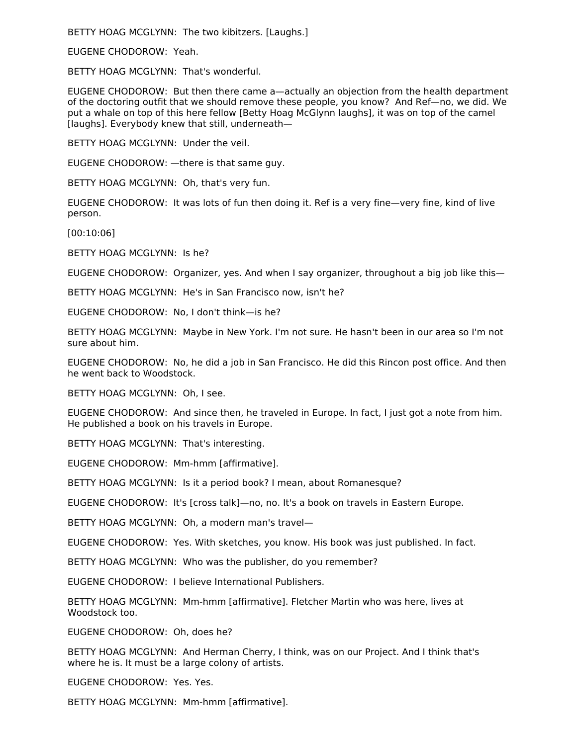BETTY HOAG MCGLYNN: The two kibitzers. [Laughs.]

EUGENE CHODOROW: Yeah.

BETTY HOAG MCGLYNN: That's wonderful.

EUGENE CHODOROW: But then there came a—actually an objection from the health department of the doctoring outfit that we should remove these people, you know? And Ref—no, we did. We put a whale on top of this here fellow [Betty Hoag McGlynn laughs], it was on top of the camel [laughs]. Everybody knew that still, underneath—

BETTY HOAG MCGLYNN: Under the veil.

EUGENE CHODOROW: —there is that same guy.

BETTY HOAG MCGLYNN: Oh, that's very fun.

EUGENE CHODOROW: It was lots of fun then doing it. Ref is a very fine—very fine, kind of live person.

[00:10:06]

BETTY HOAG MCGLYNN: Is he?

EUGENE CHODOROW: Organizer, yes. And when I say organizer, throughout a big job like this—

BETTY HOAG MCGLYNN: He's in San Francisco now, isn't he?

EUGENE CHODOROW: No, I don't think—is he?

BETTY HOAG MCGLYNN: Maybe in New York. I'm not sure. He hasn't been in our area so I'm not sure about him.

EUGENE CHODOROW: No, he did a job in San Francisco. He did this Rincon post office. And then he went back to Woodstock.

BETTY HOAG MCGLYNN: Oh, I see.

EUGENE CHODOROW: And since then, he traveled in Europe. In fact, I just got a note from him. He published a book on his travels in Europe.

BETTY HOAG MCGLYNN: That's interesting.

EUGENE CHODOROW: Mm-hmm [affirmative].

BETTY HOAG MCGLYNN: Is it a period book? I mean, about Romanesque?

EUGENE CHODOROW: It's [cross talk]—no, no. It's a book on travels in Eastern Europe.

BETTY HOAG MCGLYNN: Oh, a modern man's travel—

EUGENE CHODOROW: Yes. With sketches, you know. His book was just published. In fact.

BETTY HOAG MCGLYNN: Who was the publisher, do you remember?

EUGENE CHODOROW: I believe International Publishers.

BETTY HOAG MCGLYNN: Mm-hmm [affirmative]. Fletcher Martin who was here, lives at Woodstock too.

EUGENE CHODOROW: Oh, does he?

BETTY HOAG MCGLYNN: And Herman Cherry, I think, was on our Project. And I think that's where he is. It must be a large colony of artists.

EUGENE CHODOROW: Yes. Yes.

BETTY HOAG MCGLYNN: Mm-hmm [affirmative].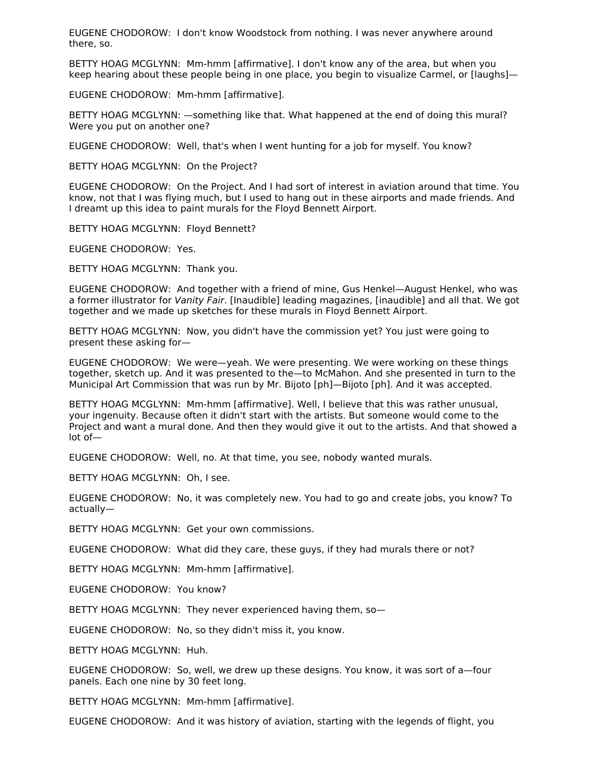EUGENE CHODOROW: I don't know Woodstock from nothing. I was never anywhere around there, so.

BETTY HOAG MCGLYNN: Mm-hmm [affirmative]. I don't know any of the area, but when you keep hearing about these people being in one place, you begin to visualize Carmel, or [laughs]—

EUGENE CHODOROW: Mm-hmm [affirmative].

BETTY HOAG MCGLYNN: —something like that. What happened at the end of doing this mural? Were you put on another one?

EUGENE CHODOROW: Well, that's when I went hunting for a job for myself. You know?

BETTY HOAG MCGLYNN: On the Project?

EUGENE CHODOROW: On the Project. And I had sort of interest in aviation around that time. You know, not that I was flying much, but I used to hang out in these airports and made friends. And I dreamt up this idea to paint murals for the Floyd Bennett Airport.

BETTY HOAG MCGLYNN: Floyd Bennett?

EUGENE CHODOROW: Yes.

BETTY HOAG MCGLYNN: Thank you.

EUGENE CHODOROW: And together with a friend of mine, Gus Henkel—August Henkel, who was a former illustrator for *Vanity Fair*. [Inaudible] leading magazines, [inaudible] and all that. We got together and we made up sketches for these murals in Floyd Bennett Airport.

BETTY HOAG MCGLYNN: Now, you didn't have the commission yet? You just were going to present these asking for—

EUGENE CHODOROW: We were—yeah. We were presenting. We were working on these things together, sketch up. And it was presented to the—to McMahon. And she presented in turn to the Municipal Art Commission that was run by Mr. Bijoto [ph]—Bijoto [ph]. And it was accepted.

BETTY HOAG MCGLYNN: Mm-hmm [affirmative]. Well, I believe that this was rather unusual, your ingenuity. Because often it didn't start with the artists. But someone would come to the Project and want a mural done. And then they would give it out to the artists. And that showed a lot of—

EUGENE CHODOROW: Well, no. At that time, you see, nobody wanted murals.

BETTY HOAG MCGLYNN: Oh, I see.

EUGENE CHODOROW: No, it was completely new. You had to go and create jobs, you know? To actually—

BETTY HOAG MCGLYNN: Get your own commissions.

EUGENE CHODOROW: What did they care, these guys, if they had murals there or not?

BETTY HOAG MCGLYNN: Mm-hmm [affirmative].

EUGENE CHODOROW: You know?

BETTY HOAG MCGLYNN: They never experienced having them, so—

EUGENE CHODOROW: No, so they didn't miss it, you know.

BETTY HOAG MCGLYNN: Huh.

EUGENE CHODOROW: So, well, we drew up these designs. You know, it was sort of a—four panels. Each one nine by 30 feet long.

BETTY HOAG MCGLYNN: Mm-hmm [affirmative].

EUGENE CHODOROW: And it was history of aviation, starting with the legends of flight, you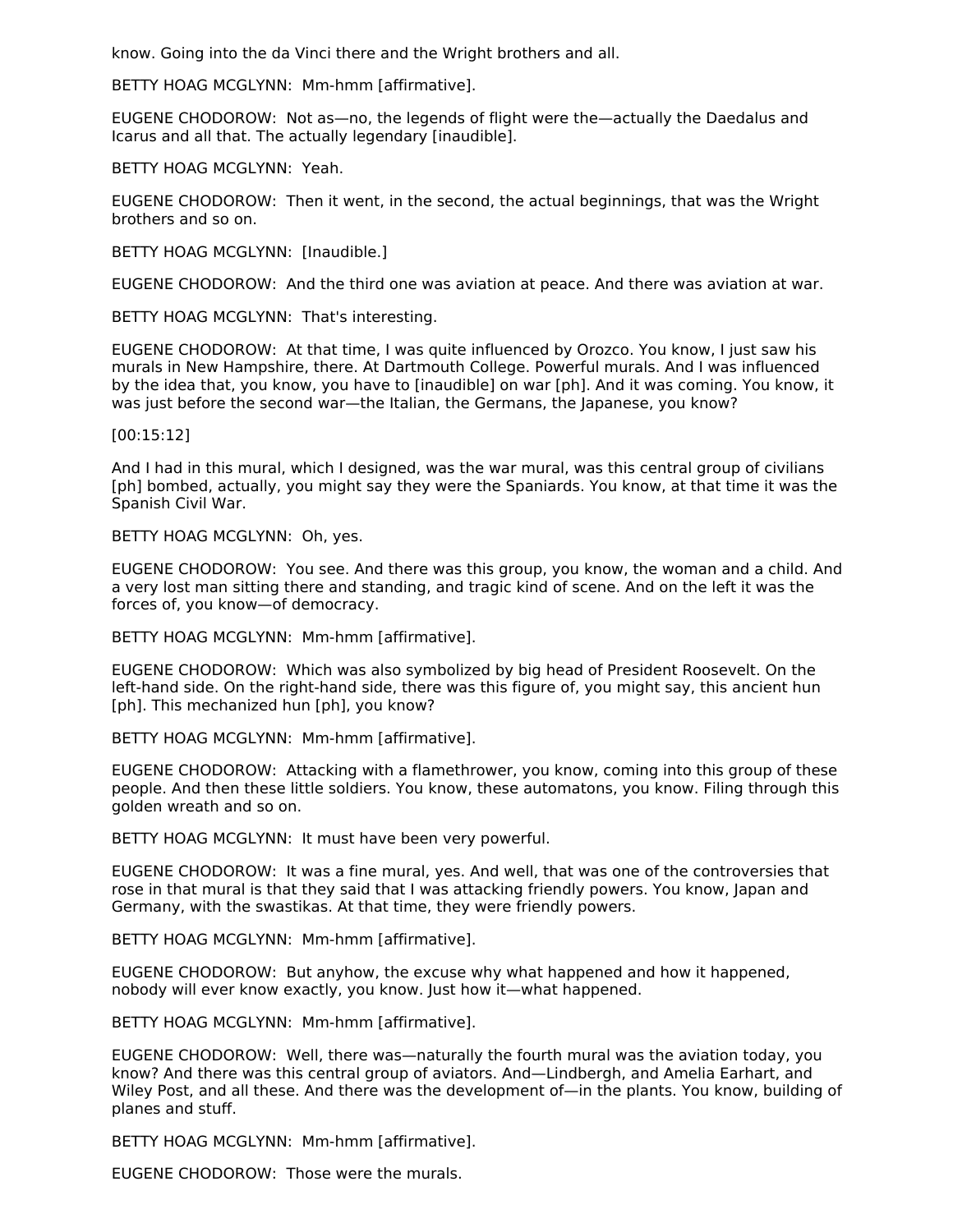know. Going into the da Vinci there and the Wright brothers and all.

BETTY HOAG MCGLYNN: Mm-hmm [affirmative].

EUGENE CHODOROW: Not as—no, the legends of flight were the—actually the Daedalus and Icarus and all that. The actually legendary [inaudible].

BETTY HOAG MCGLYNN: Yeah.

EUGENE CHODOROW: Then it went, in the second, the actual beginnings, that was the Wright brothers and so on.

BETTY HOAG MCGLYNN: [Inaudible.]

EUGENE CHODOROW: And the third one was aviation at peace. And there was aviation at war.

BETTY HOAG MCGLYNN: That's interesting.

EUGENE CHODOROW: At that time, I was quite influenced by Orozco. You know, I just saw his murals in New Hampshire, there. At Dartmouth College. Powerful murals. And I was influenced by the idea that, you know, you have to [inaudible] on war [ph]. And it was coming. You know, it was just before the second war—the Italian, the Germans, the Japanese, you know?

[00:15:12]

And I had in this mural, which I designed, was the war mural, was this central group of civilians [ph] bombed, actually, you might say they were the Spaniards. You know, at that time it was the Spanish Civil War.

BETTY HOAG MCGLYNN: Oh, yes.

EUGENE CHODOROW: You see. And there was this group, you know, the woman and a child. And a very lost man sitting there and standing, and tragic kind of scene. And on the left it was the forces of, you know—of democracy.

BETTY HOAG MCGLYNN: Mm-hmm [affirmative].

EUGENE CHODOROW: Which was also symbolized by big head of President Roosevelt. On the left-hand side. On the right-hand side, there was this figure of, you might say, this ancient hun [ph]. This mechanized hun [ph], you know?

BETTY HOAG MCGLYNN: Mm-hmm [affirmative].

EUGENE CHODOROW: Attacking with a flamethrower, you know, coming into this group of these people. And then these little soldiers. You know, these automatons, you know. Filing through this golden wreath and so on.

BETTY HOAG MCGLYNN: It must have been very powerful.

EUGENE CHODOROW: It was a fine mural, yes. And well, that was one of the controversies that rose in that mural is that they said that I was attacking friendly powers. You know, Japan and Germany, with the swastikas. At that time, they were friendly powers.

BETTY HOAG MCGLYNN: Mm-hmm [affirmative].

EUGENE CHODOROW: But anyhow, the excuse why what happened and how it happened, nobody will ever know exactly, you know. Just how it—what happened.

BETTY HOAG MCGLYNN: Mm-hmm [affirmative].

EUGENE CHODOROW: Well, there was—naturally the fourth mural was the aviation today, you know? And there was this central group of aviators. And—Lindbergh, and Amelia Earhart, and Wiley Post, and all these. And there was the development of—in the plants. You know, building of planes and stuff.

BETTY HOAG MCGLYNN: Mm-hmm [affirmative].

EUGENE CHODOROW: Those were the murals.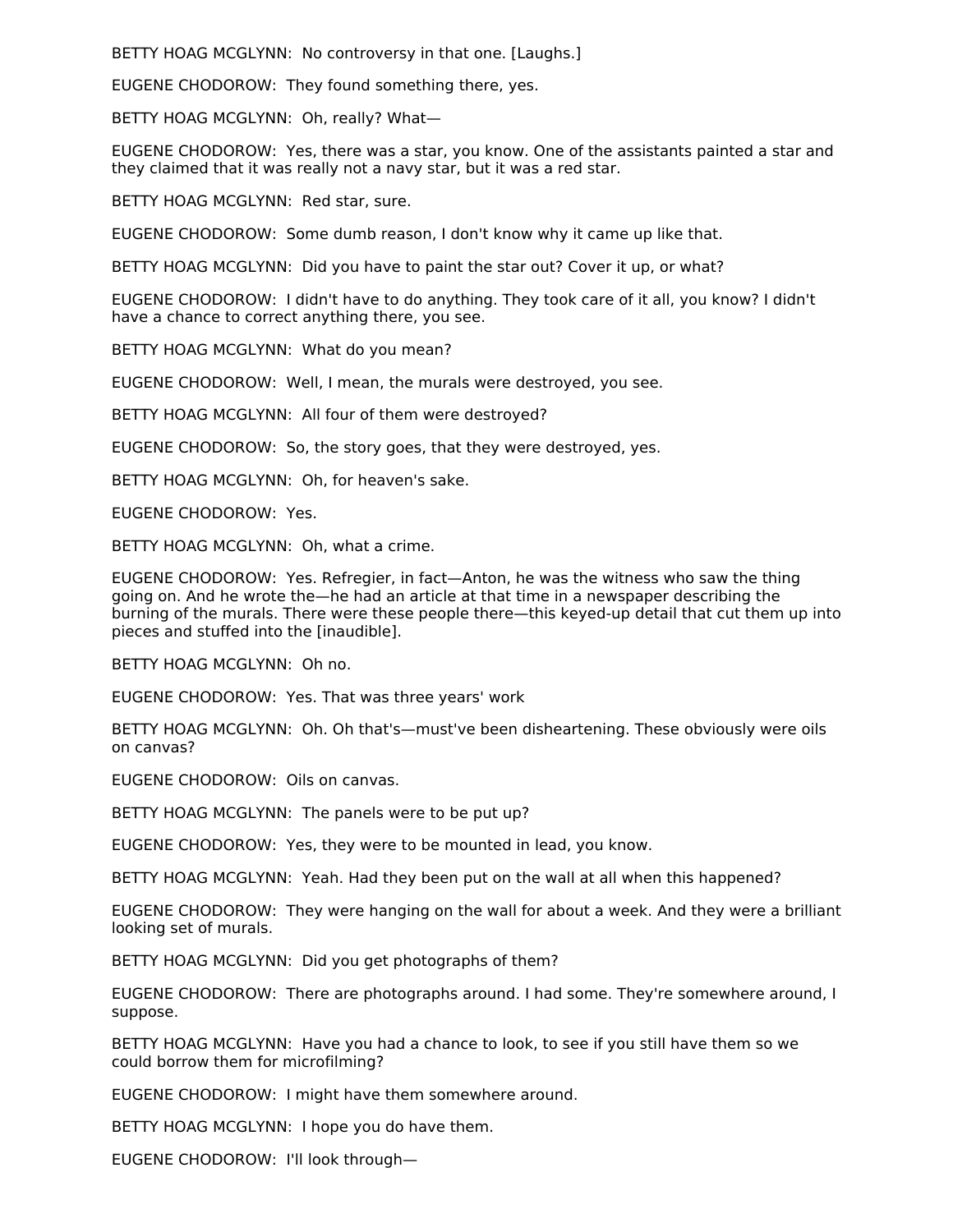BETTY HOAG MCGLYNN: No controversy in that one. [Laughs.]

EUGENE CHODOROW: They found something there, yes.

BETTY HOAG MCGLYNN: Oh, really? What—

EUGENE CHODOROW: Yes, there was a star, you know. One of the assistants painted a star and they claimed that it was really not a navy star, but it was a red star.

BETTY HOAG MCGLYNN: Red star, sure.

EUGENE CHODOROW: Some dumb reason, I don't know why it came up like that.

BETTY HOAG MCGLYNN: Did you have to paint the star out? Cover it up, or what?

EUGENE CHODOROW: I didn't have to do anything. They took care of it all, you know? I didn't have a chance to correct anything there, you see.

BETTY HOAG MCGLYNN: What do you mean?

EUGENE CHODOROW: Well, I mean, the murals were destroyed, you see.

BETTY HOAG MCGLYNN: All four of them were destroyed?

EUGENE CHODOROW: So, the story goes, that they were destroyed, yes.

BETTY HOAG MCGLYNN: Oh, for heaven's sake.

EUGENE CHODOROW: Yes.

BETTY HOAG MCGLYNN: Oh, what a crime.

EUGENE CHODOROW: Yes. Refregier, in fact—Anton, he was the witness who saw the thing going on. And he wrote the—he had an article at that time in a newspaper describing the burning of the murals. There were these people there—this keyed-up detail that cut them up into pieces and stuffed into the [inaudible].

BETTY HOAG MCGLYNN: Oh no.

EUGENE CHODOROW: Yes. That was three years' work

BETTY HOAG MCGLYNN: Oh. Oh that's—must've been disheartening. These obviously were oils on canvas?

EUGENE CHODOROW: Oils on canvas.

BETTY HOAG MCGLYNN: The panels were to be put up?

EUGENE CHODOROW: Yes, they were to be mounted in lead, you know.

BETTY HOAG MCGLYNN: Yeah. Had they been put on the wall at all when this happened?

EUGENE CHODOROW: They were hanging on the wall for about a week. And they were a brilliant looking set of murals.

BETTY HOAG MCGLYNN: Did you get photographs of them?

EUGENE CHODOROW: There are photographs around. I had some. They're somewhere around, I suppose.

BETTY HOAG MCGLYNN: Have you had a chance to look, to see if you still have them so we could borrow them for microfilming?

EUGENE CHODOROW: I might have them somewhere around.

BETTY HOAG MCGLYNN: I hope you do have them.

EUGENE CHODOROW: I'll look through—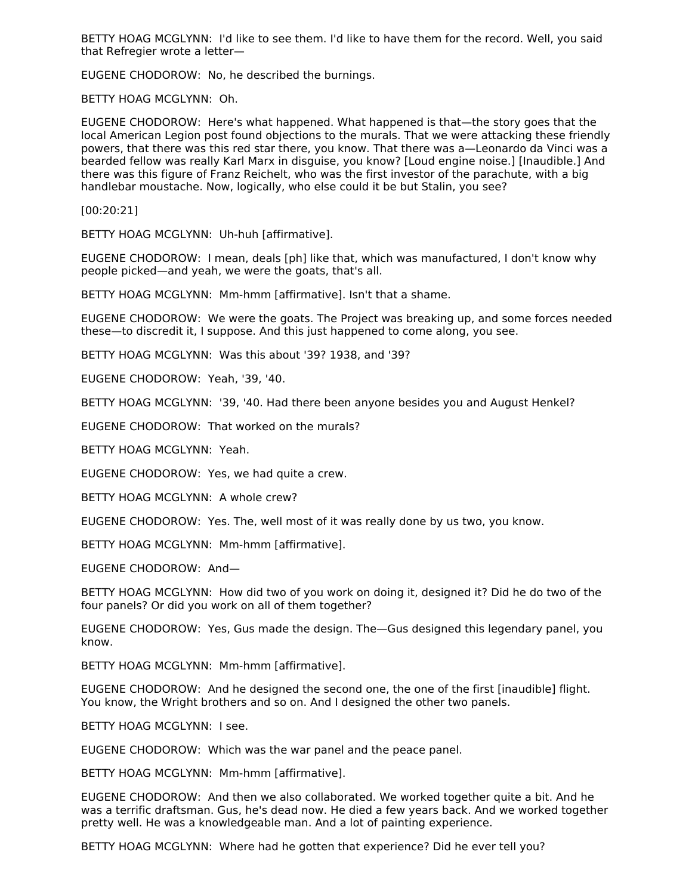BETTY HOAG MCGLYNN: I'd like to see them. I'd like to have them for the record. Well, you said that Refregier wrote a letter—

EUGENE CHODOROW: No, he described the burnings.

BETTY HOAG MCGLYNN: Oh.

EUGENE CHODOROW: Here's what happened. What happened is that—the story goes that the local American Legion post found objections to the murals. That we were attacking these friendly powers, that there was this red star there, you know. That there was a—Leonardo da Vinci was a bearded fellow was really Karl Marx in disguise, you know? [Loud engine noise.] [Inaudible.] And there was this figure of Franz Reichelt, who was the first investor of the parachute, with a big handlebar moustache. Now, logically, who else could it be but Stalin, you see?

[00:20:21]

BETTY HOAG MCGLYNN: Uh-huh [affirmative].

EUGENE CHODOROW: I mean, deals [ph] like that, which was manufactured, I don't know why people picked—and yeah, we were the goats, that's all.

BETTY HOAG MCGLYNN: Mm-hmm [affirmative]. Isn't that a shame.

EUGENE CHODOROW: We were the goats. The Project was breaking up, and some forces needed these—to discredit it, I suppose. And this just happened to come along, you see.

BETTY HOAG MCGLYNN: Was this about '39? 1938, and '39?

EUGENE CHODOROW: Yeah, '39, '40.

BETTY HOAG MCGLYNN: '39, '40. Had there been anyone besides you and August Henkel?

EUGENE CHODOROW: That worked on the murals?

BETTY HOAG MCGLYNN: Yeah.

EUGENE CHODOROW: Yes, we had quite a crew.

BETTY HOAG MCGLYNN: A whole crew?

EUGENE CHODOROW: Yes. The, well most of it was really done by us two, you know.

BETTY HOAG MCGLYNN: Mm-hmm [affirmative].

EUGENE CHODOROW: And—

BETTY HOAG MCGLYNN: How did two of you work on doing it, designed it? Did he do two of the four panels? Or did you work on all of them together?

EUGENE CHODOROW: Yes, Gus made the design. The—Gus designed this legendary panel, you know.

BETTY HOAG MCGLYNN: Mm-hmm [affirmative].

EUGENE CHODOROW: And he designed the second one, the one of the first [inaudible] flight. You know, the Wright brothers and so on. And I designed the other two panels.

BETTY HOAG MCGLYNN: I see.

EUGENE CHODOROW: Which was the war panel and the peace panel.

BETTY HOAG MCGLYNN: Mm-hmm [affirmative].

EUGENE CHODOROW: And then we also collaborated. We worked together quite a bit. And he was a terrific draftsman. Gus, he's dead now. He died a few years back. And we worked together pretty well. He was a knowledgeable man. And a lot of painting experience.

BETTY HOAG MCGLYNN: Where had he gotten that experience? Did he ever tell you?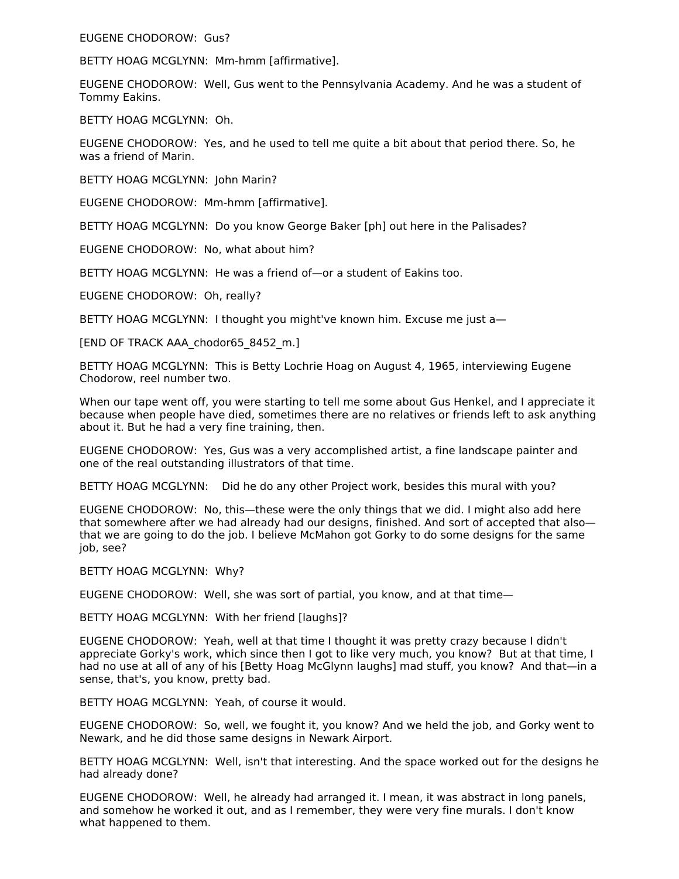EUGENE CHODOROW: Gus?

BETTY HOAG MCGLYNN: Mm-hmm [affirmative].

EUGENE CHODOROW: Well, Gus went to the Pennsylvania Academy. And he was a student of Tommy Eakins.

BETTY HOAG MCGLYNN: Oh.

EUGENE CHODOROW: Yes, and he used to tell me quite a bit about that period there. So, he was a friend of Marin.

BETTY HOAG MCGLYNN: John Marin?

EUGENE CHODOROW: Mm-hmm [affirmative].

BETTY HOAG MCGLYNN: Do you know George Baker [ph] out here in the Palisades?

EUGENE CHODOROW: No, what about him?

BETTY HOAG MCGLYNN: He was a friend of—or a student of Eakins too.

EUGENE CHODOROW: Oh, really?

BETTY HOAG MCGLYNN: I thought you might've known him. Excuse me just a—

[END OF TRACK AAA_chodor65_8452_m.]

BETTY HOAG MCGLYNN: This is Betty Lochrie Hoag on August 4, 1965, interviewing Eugene Chodorow, reel number two.

When our tape went off, you were starting to tell me some about Gus Henkel, and I appreciate it because when people have died, sometimes there are no relatives or friends left to ask anything about it. But he had a very fine training, then.

EUGENE CHODOROW: Yes, Gus was a very accomplished artist, a fine landscape painter and one of the real outstanding illustrators of that time.

BETTY HOAG MCGLYNN: Did he do any other Project work, besides this mural with you?

EUGENE CHODOROW: No, this—these were the only things that we did. I might also add here that somewhere after we had already had our designs, finished. And sort of accepted that also—that we are going to do the job. I believe McMahon got Gorky to do some designs for the same job, see?

BETTY HOAG MCGLYNN: Why?

EUGENE CHODOROW: Well, she was sort of partial, you know, and at that time—

BETTY HOAG MCGLYNN: With her friend [laughs]?

EUGENE CHODOROW: Yeah, well at that time I thought it was pretty crazy because I didn't appreciate Gorky's work, which since then I got to like very much, you know? But at that time, I had no use at all of any of his [Betty Hoag McGlynn laughs] mad stuff, you know? And that—in a sense, that's, you know, pretty bad.

BETTY HOAG MCGLYNN: Yeah, of course it would.

EUGENE CHODOROW: So, well, we fought it, you know? And we held the job, and Gorky went to Newark, and he did those same designs in Newark Airport.

BETTY HOAG MCGLYNN: Well, isn't that interesting. And the space worked out for the designs he had already done?

EUGENE CHODOROW: Well, he already had arranged it. I mean, it was abstract in long panels, and somehow he worked it out, and as I remember, they were very fine murals. I don't know what happened to them.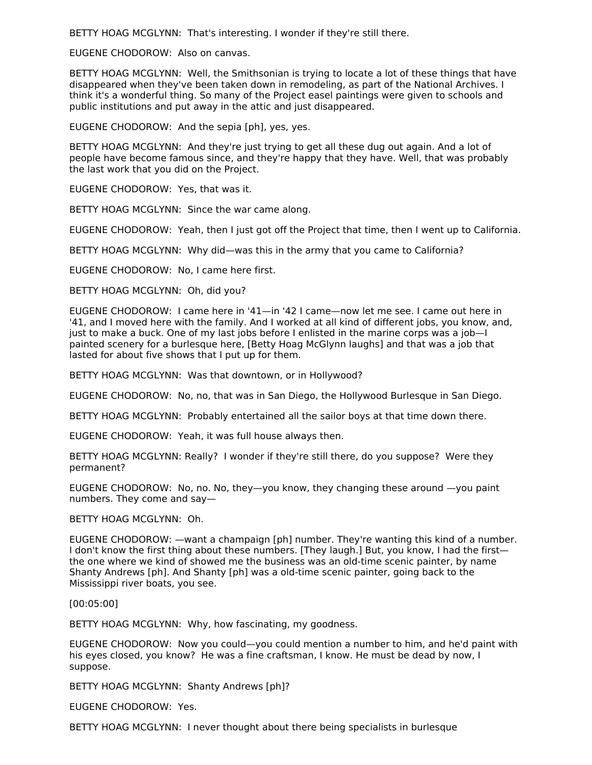BETTY HOAG MCGLYNN:  That's interesting. I wonder if they're still there.

EUGENE CHODOROW:  Also on canvas.

BETTY HOAG MCGLYNN:  Well, the Smithsonian is trying to locate a lot of these things that have disappeared when they've been taken down in remodeling, as part of the National Archives. I think it's a wonderful thing. So many of the Project easel paintings were given to schools and public institutions and put away in the attic and just disappeared.

EUGENE CHODOROW:  And the sepia [ph], yes, yes.

BETTY HOAG MCGLYNN:  And they're just trying to get all these dug out again. And a lot of people have become famous since, and they're happy that they have. Well, that was probably the last work that you did on the Project.

EUGENE CHODOROW:  Yes, that was it.

BETTY HOAG MCGLYNN:  Since the war came along.

EUGENE CHODOROW:  Yeah, then I just got off the Project that time, then I went up to California.

BETTY HOAG MCGLYNN:  Why did—was this in the army that you came to California?

EUGENE CHODOROW:  No, I came here first.

BETTY HOAG MCGLYNN:  Oh, did you?

EUGENE CHODOROW:  I came here in '41—in '42 I came—now let me see. I came out here in '41, and I moved here with the family. And I worked at all kind of different jobs, you know, and, just to make a buck. One of my last jobs before I enlisted in the marine corps was a job—I painted scenery for a burlesque here, [Betty Hoag McGlynn laughs] and that was a job that lasted for about five shows that I put up for them.

BETTY HOAG MCGLYNN:  Was that downtown, or in Hollywood?

EUGENE CHODOROW:  No, no, that was in San Diego, the Hollywood Burlesque in San Diego.

BETTY HOAG MCGLYNN:  Probably entertained all the sailor boys at that time down there.

EUGENE CHODOROW:  Yeah, it was full house always then.

BETTY HOAG MCGLYNN: Really?  I wonder if they're still there, do you suppose?  Were they permanent?

EUGENE CHODOROW:  No, no. No, they—you know, they changing these around —you paint numbers. They come and say—

BETTY HOAG MCGLYNN:  Oh.

EUGENE CHODOROW: —want a champaign [ph] number. They're wanting this kind of a number. I don't know the first thing about these numbers. [They laugh.] But, you know, I had the first—the one where we kind of showed me the business was an old-time scenic painter, by name Shanty Andrews [ph]. And Shanty [ph] was a old-time scenic painter, going back to the Mississippi river boats, you see.

[00:05:00]

BETTY HOAG MCGLYNN:  Why, how fascinating, my goodness.

EUGENE CHODOROW:  Now you could—you could mention a number to him, and he'd paint with his eyes closed, you know?  He was a fine craftsman, I know. He must be dead by now, I suppose.

BETTY HOAG MCGLYNN:  Shanty Andrews [ph]?

EUGENE CHODOROW:  Yes.

BETTY HOAG MCGLYNN:  I never thought about there being specialists in burlesque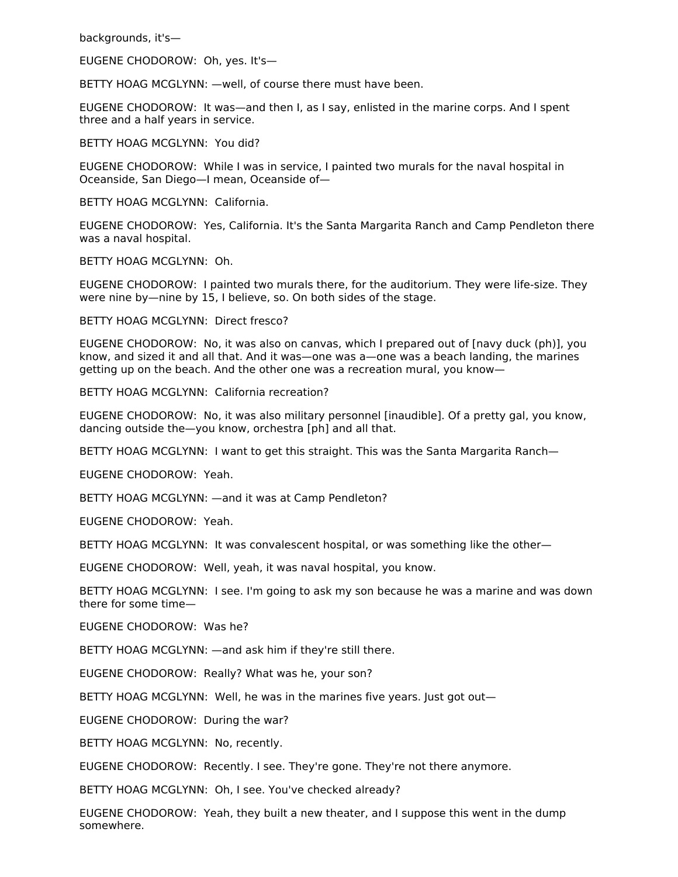backgrounds, it's—

EUGENE CHODOROW: Oh, yes. It's—

BETTY HOAG MCGLYNN: —well, of course there must have been.

EUGENE CHODOROW: It was—and then I, as I say, enlisted in the marine corps. And I spent three and a half years in service.

BETTY HOAG MCGLYNN: You did?

EUGENE CHODOROW: While I was in service, I painted two murals for the naval hospital in Oceanside, San Diego—I mean, Oceanside of—

BETTY HOAG MCGLYNN: California.

EUGENE CHODOROW: Yes, California. It's the Santa Margarita Ranch and Camp Pendleton there was a naval hospital.

BETTY HOAG MCGLYNN: Oh.

EUGENE CHODOROW: I painted two murals there, for the auditorium. They were life-size. They were nine by—nine by 15, I believe, so. On both sides of the stage.

BETTY HOAG MCGLYNN: Direct fresco?

EUGENE CHODOROW: No, it was also on canvas, which I prepared out of [navy duck (ph)], you know, and sized it and all that. And it was—one was a—one was a beach landing, the marines getting up on the beach. And the other one was a recreation mural, you know—

BETTY HOAG MCGLYNN: California recreation?

EUGENE CHODOROW: No, it was also military personnel [inaudible]. Of a pretty gal, you know, dancing outside the—you know, orchestra [ph] and all that.

BETTY HOAG MCGLYNN: I want to get this straight. This was the Santa Margarita Ranch—

EUGENE CHODOROW: Yeah.

BETTY HOAG MCGLYNN: —and it was at Camp Pendleton?

EUGENE CHODOROW: Yeah.

BETTY HOAG MCGLYNN: It was convalescent hospital, or was something like the other—

EUGENE CHODOROW: Well, yeah, it was naval hospital, you know.

BETTY HOAG MCGLYNN: I see. I'm going to ask my son because he was a marine and was down there for some time—

EUGENE CHODOROW: Was he?

BETTY HOAG MCGLYNN: —and ask him if they're still there.

EUGENE CHODOROW: Really? What was he, your son?

BETTY HOAG MCGLYNN: Well, he was in the marines five years. Just got out—

EUGENE CHODOROW: During the war?

BETTY HOAG MCGLYNN: No, recently.

EUGENE CHODOROW: Recently. I see. They're gone. They're not there anymore.

BETTY HOAG MCGLYNN: Oh, I see. You've checked already?

EUGENE CHODOROW: Yeah, they built a new theater, and I suppose this went in the dump somewhere.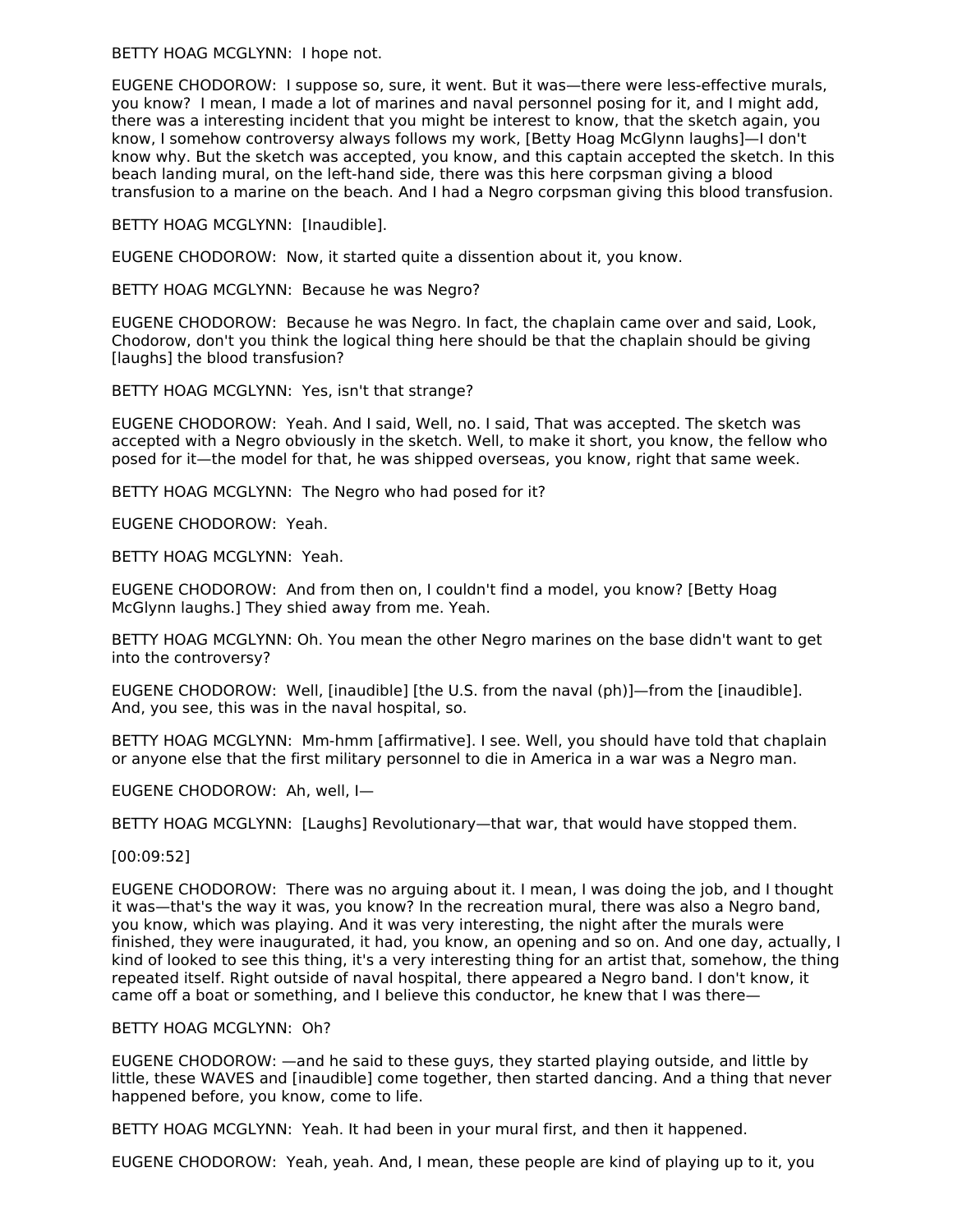BETTY HOAG MCGLYNN: I hope not.

EUGENE CHODOROW: I suppose so, sure, it went. But it was—there were less-effective murals, you know? I mean, I made a lot of marines and naval personnel posing for it, and I might add, there was a interesting incident that you might be interest to know, that the sketch again, you know, I somehow controversy always follows my work, [Betty Hoag McGlynn laughs]—I don't know why. But the sketch was accepted, you know, and this captain accepted the sketch. In this beach landing mural, on the left-hand side, there was this here corpsman giving a blood transfusion to a marine on the beach. And I had a Negro corpsman giving this blood transfusion.

BETTY HOAG MCGLYNN: [Inaudible].

EUGENE CHODOROW: Now, it started quite a dissention about it, you know.

BETTY HOAG MCGLYNN: Because he was Negro?

EUGENE CHODOROW: Because he was Negro. In fact, the chaplain came over and said, Look, Chodorow, don't you think the logical thing here should be that the chaplain should be giving [laughs] the blood transfusion?

BETTY HOAG MCGLYNN: Yes, isn't that strange?

EUGENE CHODOROW: Yeah. And I said, Well, no. I said, That was accepted. The sketch was accepted with a Negro obviously in the sketch. Well, to make it short, you know, the fellow who posed for it—the model for that, he was shipped overseas, you know, right that same week.

BETTY HOAG MCGLYNN: The Negro who had posed for it?

EUGENE CHODOROW: Yeah.

BETTY HOAG MCGLYNN: Yeah.

EUGENE CHODOROW: And from then on, I couldn't find a model, you know? [Betty Hoag McGlynn laughs.] They shied away from me. Yeah.

BETTY HOAG MCGLYNN: Oh. You mean the other Negro marines on the base didn't want to get into the controversy?

EUGENE CHODOROW: Well, [inaudible] [the U.S. from the naval (ph)]—from the [inaudible]. And, you see, this was in the naval hospital, so.

BETTY HOAG MCGLYNN: Mm-hmm [affirmative]. I see. Well, you should have told that chaplain or anyone else that the first military personnel to die in America in a war was a Negro man.

EUGENE CHODOROW: Ah, well, I—

BETTY HOAG MCGLYNN: [Laughs] Revolutionary—that war, that would have stopped them.

[00:09:52]

EUGENE CHODOROW: There was no arguing about it. I mean, I was doing the job, and I thought it was—that's the way it was, you know? In the recreation mural, there was also a Negro band, you know, which was playing. And it was very interesting, the night after the murals were finished, they were inaugurated, it had, you know, an opening and so on. And one day, actually, I kind of looked to see this thing, it's a very interesting thing for an artist that, somehow, the thing repeated itself. Right outside of naval hospital, there appeared a Negro band. I don't know, it came off a boat or something, and I believe this conductor, he knew that I was there—

BETTY HOAG MCGLYNN: Oh?

EUGENE CHODOROW: —and he said to these guys, they started playing outside, and little by little, these WAVES and [inaudible] come together, then started dancing. And a thing that never happened before, you know, come to life.

BETTY HOAG MCGLYNN: Yeah. It had been in your mural first, and then it happened.

EUGENE CHODOROW: Yeah, yeah. And, I mean, these people are kind of playing up to it, you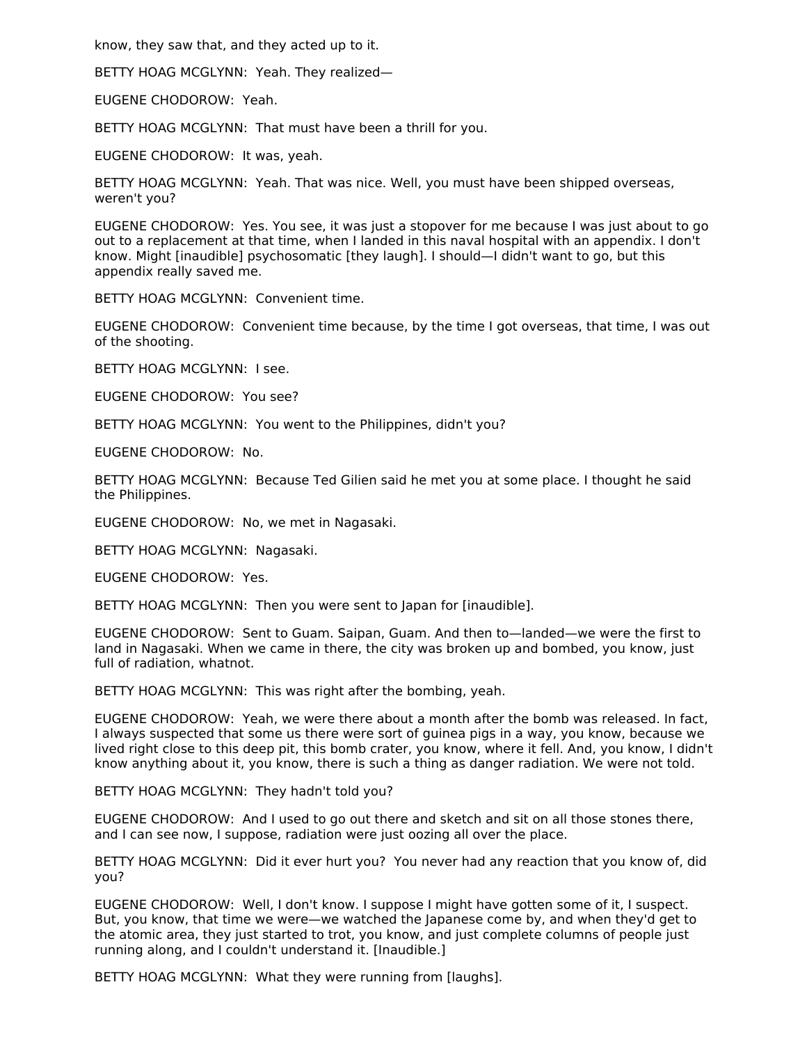know, they saw that, and they acted up to it.

BETTY HOAG MCGLYNN: Yeah. They realized—

EUGENE CHODOROW: Yeah.

BETTY HOAG MCGLYNN: That must have been a thrill for you.

EUGENE CHODOROW: It was, yeah.

BETTY HOAG MCGLYNN: Yeah. That was nice. Well, you must have been shipped overseas, weren't you?

EUGENE CHODOROW: Yes. You see, it was just a stopover for me because I was just about to go out to a replacement at that time, when I landed in this naval hospital with an appendix. I don't know. Might [inaudible] psychosomatic [they laugh]. I should—I didn't want to go, but this appendix really saved me.

BETTY HOAG MCGLYNN: Convenient time.

EUGENE CHODOROW: Convenient time because, by the time I got overseas, that time, I was out of the shooting.

BETTY HOAG MCGLYNN: I see.

EUGENE CHODOROW: You see?

BETTY HOAG MCGLYNN: You went to the Philippines, didn't you?

EUGENE CHODOROW: No.

BETTY HOAG MCGLYNN: Because Ted Gilien said he met you at some place. I thought he said the Philippines.

EUGENE CHODOROW: No, we met in Nagasaki.

BETTY HOAG MCGLYNN: Nagasaki.

EUGENE CHODOROW: Yes.

BETTY HOAG MCGLYNN: Then you were sent to Japan for [inaudible].

EUGENE CHODOROW: Sent to Guam. Saipan, Guam. And then to—landed—we were the first to land in Nagasaki. When we came in there, the city was broken up and bombed, you know, just full of radiation, whatnot.

BETTY HOAG MCGLYNN: This was right after the bombing, yeah.

EUGENE CHODOROW: Yeah, we were there about a month after the bomb was released. In fact, I always suspected that some us there were sort of guinea pigs in a way, you know, because we lived right close to this deep pit, this bomb crater, you know, where it fell. And, you know, I didn't know anything about it, you know, there is such a thing as danger radiation. We were not told.

BETTY HOAG MCGLYNN: They hadn't told you?

EUGENE CHODOROW: And I used to go out there and sketch and sit on all those stones there, and I can see now, I suppose, radiation were just oozing all over the place.

BETTY HOAG MCGLYNN: Did it ever hurt you? You never had any reaction that you know of, did you?

EUGENE CHODOROW: Well, I don't know. I suppose I might have gotten some of it, I suspect. But, you know, that time we were—we watched the Japanese come by, and when they'd get to the atomic area, they just started to trot, you know, and just complete columns of people just running along, and I couldn't understand it. [Inaudible.]

BETTY HOAG MCGLYNN: What they were running from [laughs].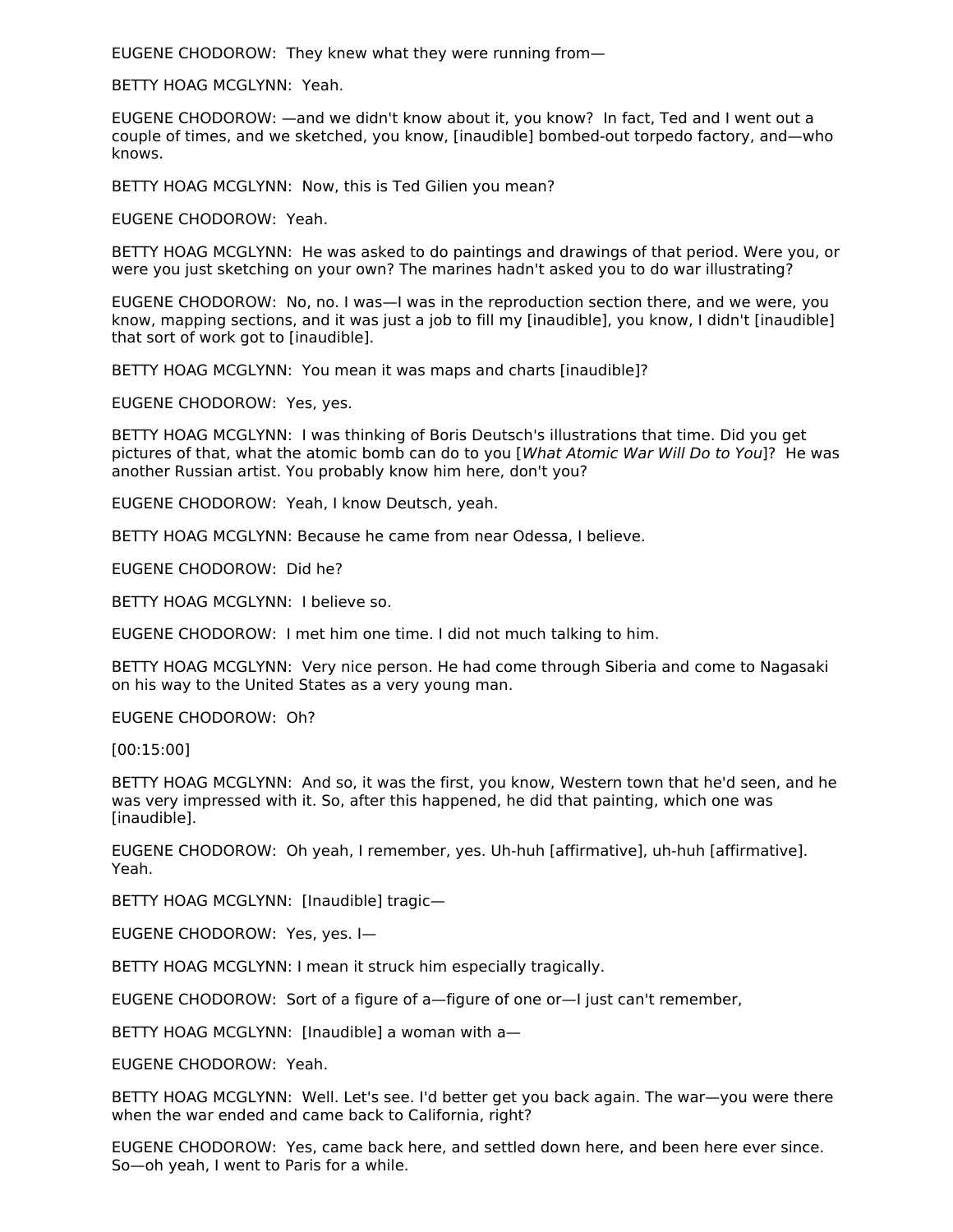EUGENE CHODOROW:  They knew what they were running from—

BETTY HOAG MCGLYNN:  Yeah.

EUGENE CHODOROW: —and we didn't know about it, you know?  In fact, Ted and I went out a couple of times, and we sketched, you know, [inaudible] bombed-out torpedo factory, and—who knows.

BETTY HOAG MCGLYNN:  Now, this is Ted Gilien you mean?

EUGENE CHODOROW:  Yeah.

BETTY HOAG MCGLYNN:  He was asked to do paintings and drawings of that period. Were you, or were you just sketching on your own? The marines hadn't asked you to do war illustrating?

EUGENE CHODOROW:  No, no. I was—I was in the reproduction section there, and we were, you know, mapping sections, and it was just a job to fill my [inaudible], you know, I didn't [inaudible] that sort of work got to [inaudible].

BETTY HOAG MCGLYNN:  You mean it was maps and charts [inaudible]?

EUGENE CHODOROW:  Yes, yes.

BETTY HOAG MCGLYNN:  I was thinking of Boris Deutsch's illustrations that time. Did you get pictures of that, what the atomic bomb can do to you [*What Atomic War Will Do to You*]?  He was another Russian artist. You probably know him here, don't you?

EUGENE CHODOROW:  Yeah, I know Deutsch, yeah.

BETTY HOAG MCGLYNN: Because he came from near Odessa, I believe.

EUGENE CHODOROW:  Did he?

BETTY HOAG MCGLYNN:  I believe so.

EUGENE CHODOROW:  I met him one time. I did not much talking to him.

BETTY HOAG MCGLYNN:  Very nice person. He had come through Siberia and come to Nagasaki on his way to the United States as a very young man.

EUGENE CHODOROW:  Oh?

[00:15:00]

BETTY HOAG MCGLYNN:  And so, it was the first, you know, Western town that he'd seen, and he was very impressed with it. So, after this happened, he did that painting, which one was [inaudible].

EUGENE CHODOROW:  Oh yeah, I remember, yes. Uh-huh [affirmative], uh-huh [affirmative]. Yeah.

BETTY HOAG MCGLYNN:  [Inaudible] tragic—

EUGENE CHODOROW:  Yes, yes. I—

BETTY HOAG MCGLYNN: I mean it struck him especially tragically.

EUGENE CHODOROW:  Sort of a figure of a—figure of one or—I just can't remember,

BETTY HOAG MCGLYNN:  [Inaudible] a woman with a—

EUGENE CHODOROW:  Yeah.

BETTY HOAG MCGLYNN:  Well. Let's see. I'd better get you back again. The war—you were there when the war ended and came back to California, right?

EUGENE CHODOROW:  Yes, came back here, and settled down here, and been here ever since. So—oh yeah, I went to Paris for a while.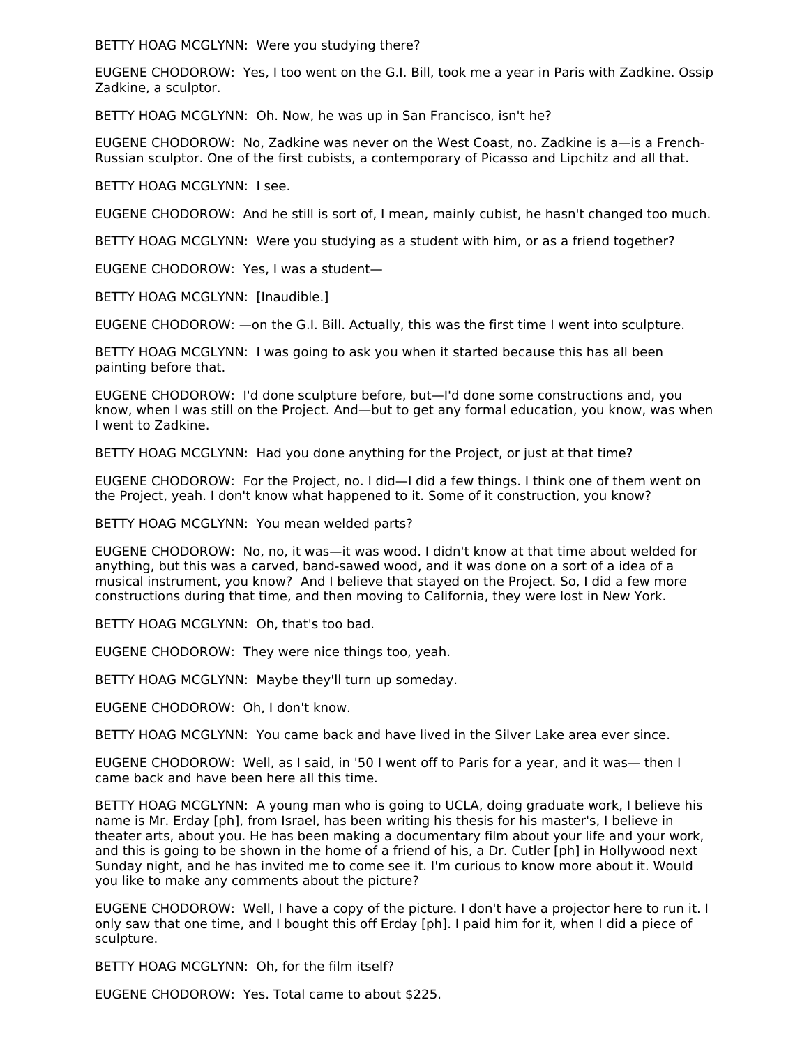BETTY HOAG MCGLYNN: Were you studying there?

EUGENE CHODOROW: Yes, I too went on the G.I. Bill, took me a year in Paris with Zadkine. Ossip Zadkine, a sculptor.

BETTY HOAG MCGLYNN: Oh. Now, he was up in San Francisco, isn't he?

EUGENE CHODOROW: No, Zadkine was never on the West Coast, no. Zadkine is a—is a French-Russian sculptor. One of the first cubists, a contemporary of Picasso and Lipchitz and all that.

BETTY HOAG MCGLYNN: I see.

EUGENE CHODOROW: And he still is sort of, I mean, mainly cubist, he hasn't changed too much.

BETTY HOAG MCGLYNN: Were you studying as a student with him, or as a friend together?

EUGENE CHODOROW: Yes, I was a student—

BETTY HOAG MCGLYNN: [Inaudible.]

EUGENE CHODOROW: —on the G.I. Bill. Actually, this was the first time I went into sculpture.

BETTY HOAG MCGLYNN: I was going to ask you when it started because this has all been painting before that.

EUGENE CHODOROW: I'd done sculpture before, but—I'd done some constructions and, you know, when I was still on the Project. And—but to get any formal education, you know, was when I went to Zadkine.

BETTY HOAG MCGLYNN: Had you done anything for the Project, or just at that time?

EUGENE CHODOROW: For the Project, no. I did—I did a few things. I think one of them went on the Project, yeah. I don't know what happened to it. Some of it construction, you know?

BETTY HOAG MCGLYNN: You mean welded parts?

EUGENE CHODOROW: No, no, it was—it was wood. I didn't know at that time about welded for anything, but this was a carved, band-sawed wood, and it was done on a sort of a idea of a musical instrument, you know? And I believe that stayed on the Project. So, I did a few more constructions during that time, and then moving to California, they were lost in New York.

BETTY HOAG MCGLYNN: Oh, that's too bad.

EUGENE CHODOROW: They were nice things too, yeah.

BETTY HOAG MCGLYNN: Maybe they'll turn up someday.

EUGENE CHODOROW: Oh, I don't know.

BETTY HOAG MCGLYNN: You came back and have lived in the Silver Lake area ever since.

EUGENE CHODOROW: Well, as I said, in '50 I went off to Paris for a year, and it was— then I came back and have been here all this time.

BETTY HOAG MCGLYNN: A young man who is going to UCLA, doing graduate work, I believe his name is Mr. Erday [ph], from Israel, has been writing his thesis for his master's, I believe in theater arts, about you. He has been making a documentary film about your life and your work, and this is going to be shown in the home of a friend of his, a Dr. Cutler [ph] in Hollywood next Sunday night, and he has invited me to come see it. I'm curious to know more about it. Would you like to make any comments about the picture?

EUGENE CHODOROW: Well, I have a copy of the picture. I don't have a projector here to run it. I only saw that one time, and I bought this off Erday [ph]. I paid him for it, when I did a piece of sculpture.

BETTY HOAG MCGLYNN: Oh, for the film itself?

EUGENE CHODOROW: Yes. Total came to about $225.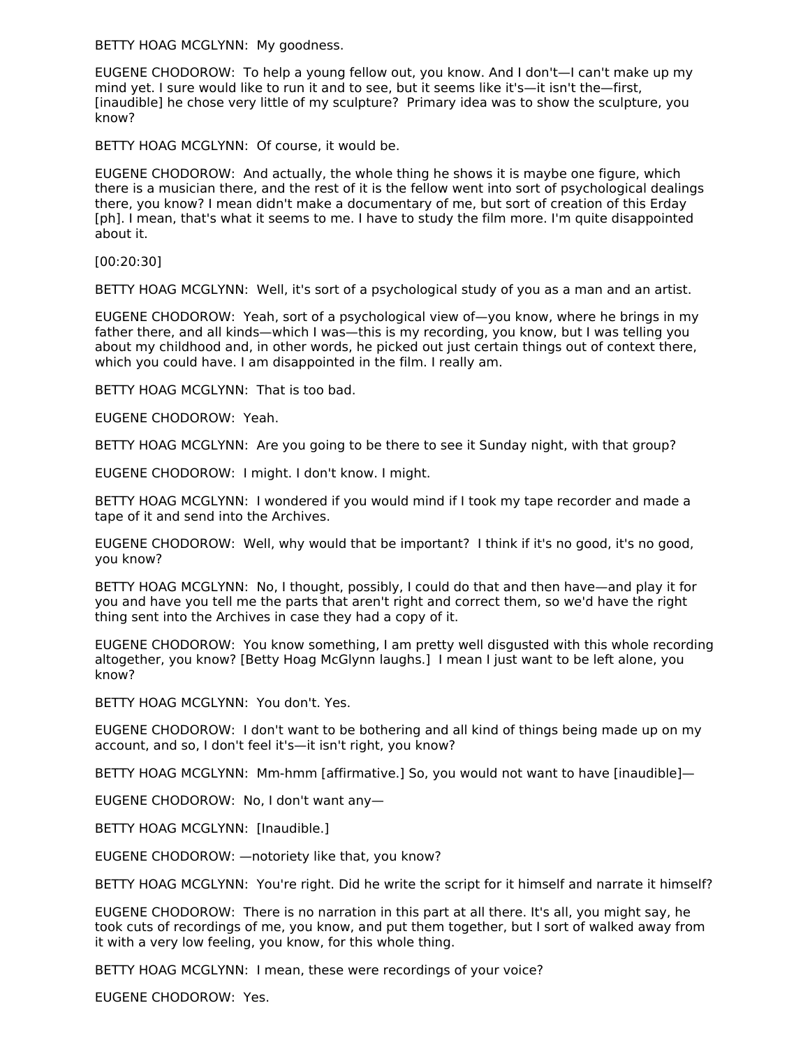BETTY HOAG MCGLYNN: My goodness.

EUGENE CHODOROW: To help a young fellow out, you know. And I don't—I can't make up my mind yet. I sure would like to run it and to see, but it seems like it's—it isn't the—first, [inaudible] he chose very little of my sculpture? Primary idea was to show the sculpture, you know?

BETTY HOAG MCGLYNN: Of course, it would be.

EUGENE CHODOROW: And actually, the whole thing he shows it is maybe one figure, which there is a musician there, and the rest of it is the fellow went into sort of psychological dealings there, you know? I mean didn't make a documentary of me, but sort of creation of this Erday [ph]. I mean, that's what it seems to me. I have to study the film more. I'm quite disappointed about it.

[00:20:30]

BETTY HOAG MCGLYNN: Well, it's sort of a psychological study of you as a man and an artist.

EUGENE CHODOROW: Yeah, sort of a psychological view of—you know, where he brings in my father there, and all kinds—which I was—this is my recording, you know, but I was telling you about my childhood and, in other words, he picked out just certain things out of context there, which you could have. I am disappointed in the film. I really am.

BETTY HOAG MCGLYNN: That is too bad.

EUGENE CHODOROW: Yeah.

BETTY HOAG MCGLYNN: Are you going to be there to see it Sunday night, with that group?

EUGENE CHODOROW: I might. I don't know. I might.

BETTY HOAG MCGLYNN: I wondered if you would mind if I took my tape recorder and made a tape of it and send into the Archives.

EUGENE CHODOROW: Well, why would that be important? I think if it's no good, it's no good, you know?

BETTY HOAG MCGLYNN: No, I thought, possibly, I could do that and then have—and play it for you and have you tell me the parts that aren't right and correct them, so we'd have the right thing sent into the Archives in case they had a copy of it.

EUGENE CHODOROW: You know something, I am pretty well disgusted with this whole recording altogether, you know? [Betty Hoag McGlynn laughs.] I mean I just want to be left alone, you know?

BETTY HOAG MCGLYNN: You don't. Yes.

EUGENE CHODOROW: I don't want to be bothering and all kind of things being made up on my account, and so, I don't feel it's—it isn't right, you know?

BETTY HOAG MCGLYNN: Mm-hmm [affirmative.] So, you would not want to have [inaudible]—

EUGENE CHODOROW: No, I don't want any—

BETTY HOAG MCGLYNN: [Inaudible.]

EUGENE CHODOROW: —notoriety like that, you know?

BETTY HOAG MCGLYNN: You're right. Did he write the script for it himself and narrate it himself?

EUGENE CHODOROW: There is no narration in this part at all there. It's all, you might say, he took cuts of recordings of me, you know, and put them together, but I sort of walked away from it with a very low feeling, you know, for this whole thing.

BETTY HOAG MCGLYNN: I mean, these were recordings of your voice?

EUGENE CHODOROW: Yes.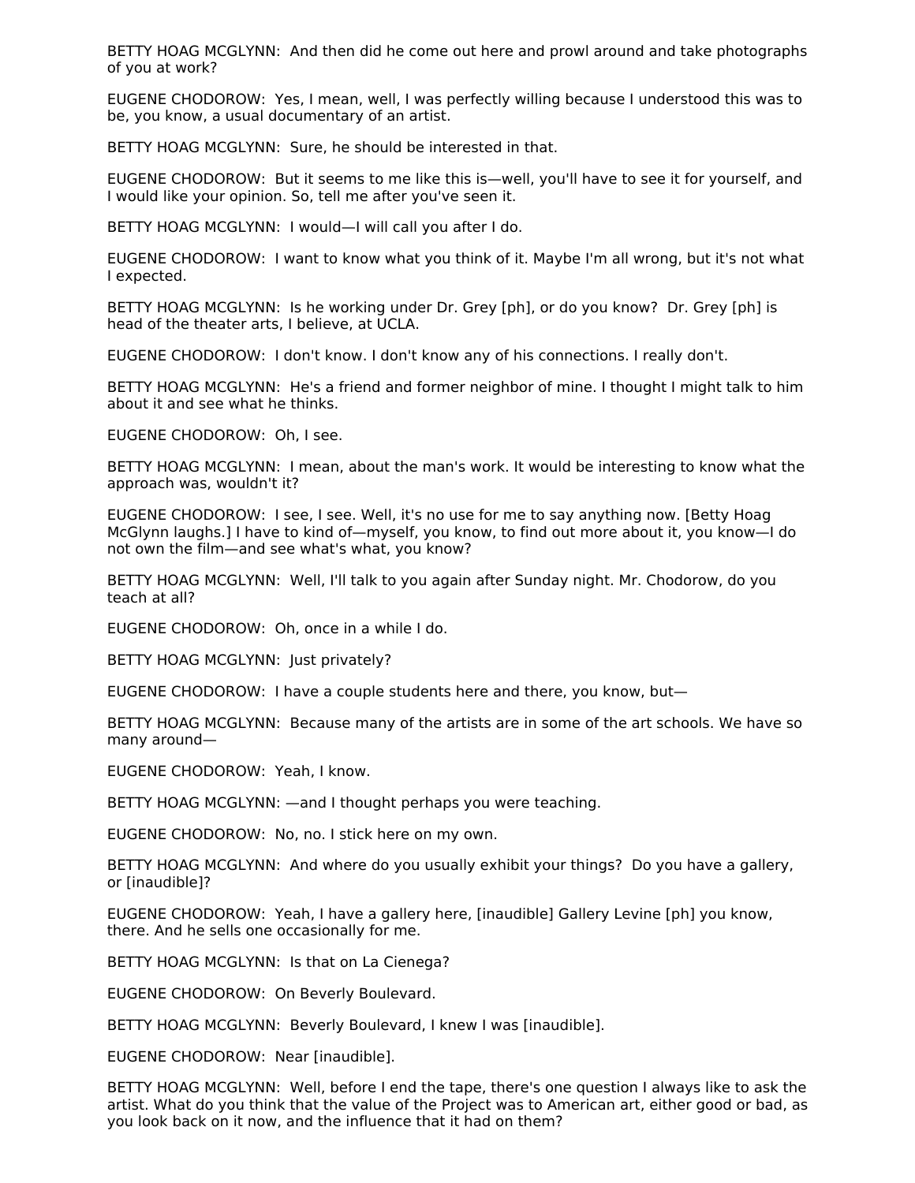BETTY HOAG MCGLYNN:  And then did he come out here and prowl around and take photographs of you at work?

EUGENE CHODOROW:  Yes, I mean, well, I was perfectly willing because I understood this was to be, you know, a usual documentary of an artist.

BETTY HOAG MCGLYNN:  Sure, he should be interested in that.

EUGENE CHODOROW:  But it seems to me like this is—well, you'll have to see it for yourself, and I would like your opinion. So, tell me after you've seen it.

BETTY HOAG MCGLYNN:  I would—I will call you after I do.

EUGENE CHODOROW:  I want to know what you think of it. Maybe I'm all wrong, but it's not what I expected.

BETTY HOAG MCGLYNN:  Is he working under Dr. Grey [ph], or do you know?  Dr. Grey [ph] is head of the theater arts, I believe, at UCLA.

EUGENE CHODOROW:  I don't know. I don't know any of his connections. I really don't.

BETTY HOAG MCGLYNN:  He's a friend and former neighbor of mine. I thought I might talk to him about it and see what he thinks.

EUGENE CHODOROW:  Oh, I see.

BETTY HOAG MCGLYNN:  I mean, about the man's work. It would be interesting to know what the approach was, wouldn't it?

EUGENE CHODOROW:  I see, I see. Well, it's no use for me to say anything now. [Betty Hoag McGlynn laughs.] I have to kind of—myself, you know, to find out more about it, you know—I do not own the film—and see what's what, you know?

BETTY HOAG MCGLYNN:  Well, I'll talk to you again after Sunday night. Mr. Chodorow, do you teach at all?

EUGENE CHODOROW:  Oh, once in a while I do.

BETTY HOAG MCGLYNN:  Just privately?

EUGENE CHODOROW:  I have a couple students here and there, you know, but—

BETTY HOAG MCGLYNN:  Because many of the artists are in some of the art schools. We have so many around—

EUGENE CHODOROW:  Yeah, I know.

BETTY HOAG MCGLYNN: —and I thought perhaps you were teaching.

EUGENE CHODOROW:  No, no. I stick here on my own.

BETTY HOAG MCGLYNN:  And where do you usually exhibit your things?  Do you have a gallery, or [inaudible]?

EUGENE CHODOROW:  Yeah, I have a gallery here, [inaudible] Gallery Levine [ph] you know, there. And he sells one occasionally for me.

BETTY HOAG MCGLYNN:  Is that on La Cienega?

EUGENE CHODOROW:  On Beverly Boulevard.

BETTY HOAG MCGLYNN:  Beverly Boulevard, I knew I was [inaudible].

EUGENE CHODOROW:  Near [inaudible].

BETTY HOAG MCGLYNN:  Well, before I end the tape, there's one question I always like to ask the artist. What do you think that the value of the Project was to American art, either good or bad, as you look back on it now, and the influence that it had on them?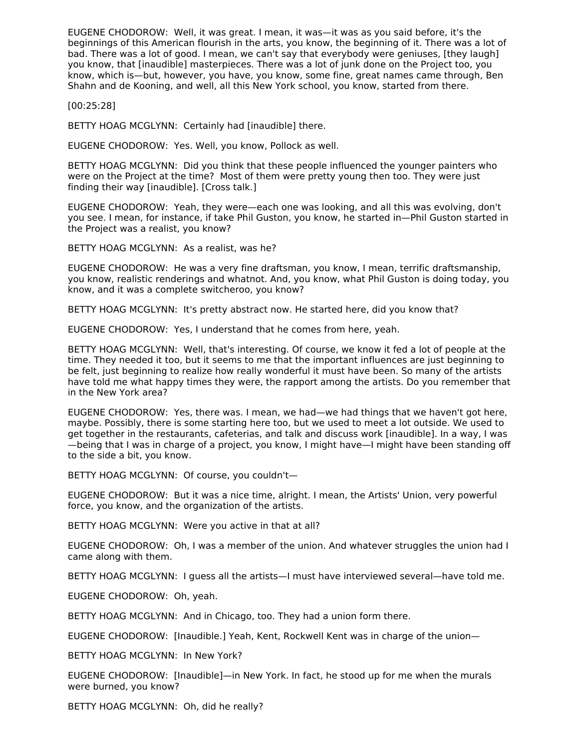EUGENE CHODOROW: Well, it was great. I mean, it was—it was as you said before, it's the beginnings of this American flourish in the arts, you know, the beginning of it. There was a lot of bad. There was a lot of good. I mean, we can't say that everybody were geniuses, [they laugh] you know, that [inaudible] masterpieces. There was a lot of junk done on the Project too, you know, which is—but, however, you have, you know, some fine, great names came through, Ben Shahn and de Kooning, and well, all this New York school, you know, started from there.

[00:25:28]

BETTY HOAG MCGLYNN: Certainly had [inaudible] there.

EUGENE CHODOROW: Yes. Well, you know, Pollock as well.

BETTY HOAG MCGLYNN: Did you think that these people influenced the younger painters who were on the Project at the time? Most of them were pretty young then too. They were just finding their way [inaudible]. [Cross talk.]

EUGENE CHODOROW: Yeah, they were—each one was looking, and all this was evolving, don't you see. I mean, for instance, if take Phil Guston, you know, he started in—Phil Guston started in the Project was a realist, you know?

BETTY HOAG MCGLYNN: As a realist, was he?

EUGENE CHODOROW: He was a very fine draftsman, you know, I mean, terrific draftsmanship, you know, realistic renderings and whatnot. And, you know, what Phil Guston is doing today, you know, and it was a complete switcheroo, you know?

BETTY HOAG MCGLYNN: It's pretty abstract now. He started here, did you know that?

EUGENE CHODOROW: Yes, I understand that he comes from here, yeah.

BETTY HOAG MCGLYNN: Well, that's interesting. Of course, we know it fed a lot of people at the time. They needed it too, but it seems to me that the important influences are just beginning to be felt, just beginning to realize how really wonderful it must have been. So many of the artists have told me what happy times they were, the rapport among the artists. Do you remember that in the New York area?

EUGENE CHODOROW: Yes, there was. I mean, we had—we had things that we haven't got here, maybe. Possibly, there is some starting here too, but we used to meet a lot outside. We used to get together in the restaurants, cafeterias, and talk and discuss work [inaudible]. In a way, I was—being that I was in charge of a project, you know, I might have—I might have been standing off to the side a bit, you know.

BETTY HOAG MCGLYNN: Of course, you couldn't—

EUGENE CHODOROW: But it was a nice time, alright. I mean, the Artists' Union, very powerful force, you know, and the organization of the artists.

BETTY HOAG MCGLYNN: Were you active in that at all?

EUGENE CHODOROW: Oh, I was a member of the union. And whatever struggles the union had I came along with them.

BETTY HOAG MCGLYNN: I guess all the artists—I must have interviewed several—have told me.

EUGENE CHODOROW: Oh, yeah.

BETTY HOAG MCGLYNN: And in Chicago, too. They had a union form there.

EUGENE CHODOROW: [Inaudible.] Yeah, Kent, Rockwell Kent was in charge of the union—

BETTY HOAG MCGLYNN: In New York?

EUGENE CHODOROW: [Inaudible]—in New York. In fact, he stood up for me when the murals were burned, you know?

BETTY HOAG MCGLYNN: Oh, did he really?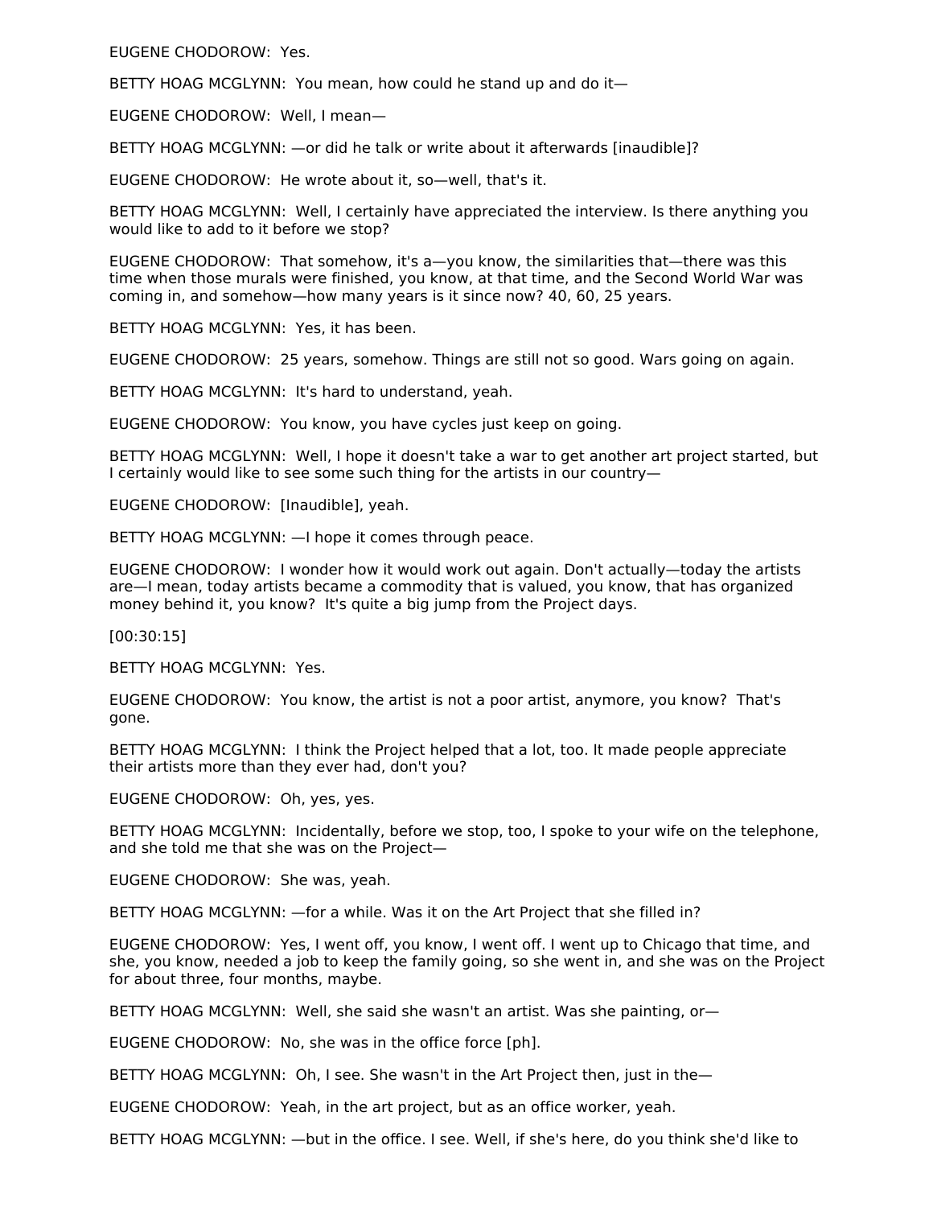EUGENE CHODOROW: Yes.

BETTY HOAG MCGLYNN: You mean, how could he stand up and do it—

EUGENE CHODOROW: Well, I mean—

BETTY HOAG MCGLYNN: —or did he talk or write about it afterwards [inaudible]?

EUGENE CHODOROW: He wrote about it, so—well, that's it.

BETTY HOAG MCGLYNN: Well, I certainly have appreciated the interview. Is there anything you would like to add to it before we stop?

EUGENE CHODOROW: That somehow, it's a—you know, the similarities that—there was this time when those murals were finished, you know, at that time, and the Second World War was coming in, and somehow—how many years is it since now? 40, 60, 25 years.

BETTY HOAG MCGLYNN: Yes, it has been.

EUGENE CHODOROW: 25 years, somehow. Things are still not so good. Wars going on again.

BETTY HOAG MCGLYNN: It's hard to understand, yeah.

EUGENE CHODOROW: You know, you have cycles just keep on going.

BETTY HOAG MCGLYNN: Well, I hope it doesn't take a war to get another art project started, but I certainly would like to see some such thing for the artists in our country—

EUGENE CHODOROW: [Inaudible], yeah.

BETTY HOAG MCGLYNN: —I hope it comes through peace.

EUGENE CHODOROW: I wonder how it would work out again. Don't actually—today the artists are—I mean, today artists became a commodity that is valued, you know, that has organized money behind it, you know? It's quite a big jump from the Project days.

[00:30:15]

BETTY HOAG MCGLYNN: Yes.

EUGENE CHODOROW: You know, the artist is not a poor artist, anymore, you know? That's gone.

BETTY HOAG MCGLYNN: I think the Project helped that a lot, too. It made people appreciate their artists more than they ever had, don't you?

EUGENE CHODOROW: Oh, yes, yes.

BETTY HOAG MCGLYNN: Incidentally, before we stop, too, I spoke to your wife on the telephone, and she told me that she was on the Project—

EUGENE CHODOROW: She was, yeah.

BETTY HOAG MCGLYNN: —for a while. Was it on the Art Project that she filled in?

EUGENE CHODOROW: Yes, I went off, you know, I went off. I went up to Chicago that time, and she, you know, needed a job to keep the family going, so she went in, and she was on the Project for about three, four months, maybe.

BETTY HOAG MCGLYNN: Well, she said she wasn't an artist. Was she painting, or—

EUGENE CHODOROW: No, she was in the office force [ph].

BETTY HOAG MCGLYNN: Oh, I see. She wasn't in the Art Project then, just in the—

EUGENE CHODOROW: Yeah, in the art project, but as an office worker, yeah.

BETTY HOAG MCGLYNN: —but in the office. I see. Well, if she's here, do you think she'd like to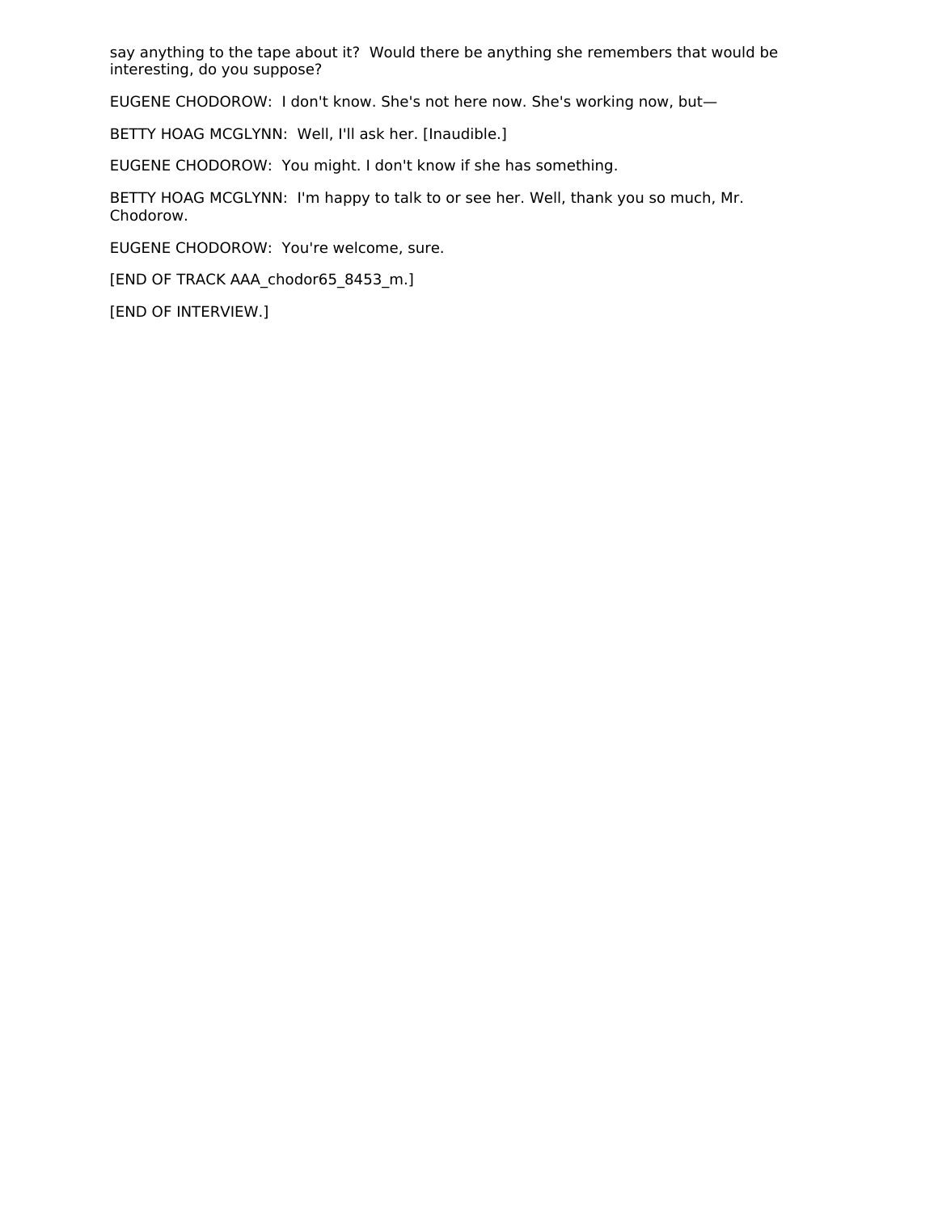say anything to the tape about it?  Would there be anything she remembers that would be interesting, do you suppose?

EUGENE CHODOROW:  I don't know. She's not here now. She's working now, but—

BETTY HOAG MCGLYNN:  Well, I'll ask her. [Inaudible.]

EUGENE CHODOROW:  You might. I don't know if she has something.

BETTY HOAG MCGLYNN:  I'm happy to talk to or see her. Well, thank you so much, Mr. Chodorow.

EUGENE CHODOROW:  You're welcome, sure.

[END OF TRACK AAA_chodor65_8453_m.]

[END OF INTERVIEW.]